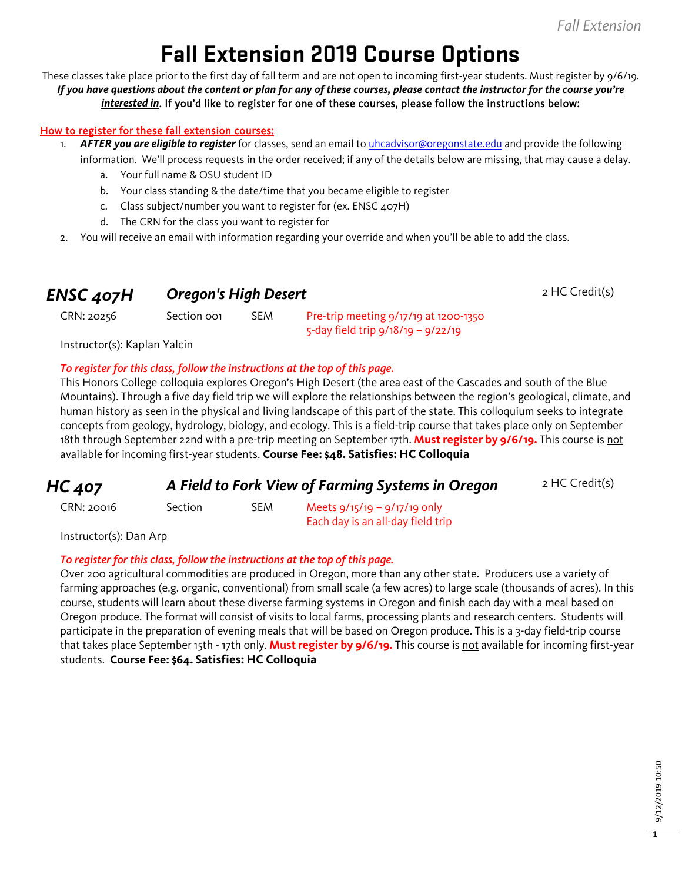# Fall Extension 2019 Course Options

These classes take place prior to the first day of fall term and are not open to incoming first-year students. Must register by 9/6/19. ***If you have questions about the content or plan for any of these courses, please contact the instructor for the course you're interested in***. If you'd like to register for one of these courses, please follow the instructions below:

**How to register for these fall extension courses:**

1. ***AFTER you are eligible to register*** for classes, send an email to uhcadvisor@oregonstate.edu and provide the following information. We'll process requests in the order received; if any of the details below are missing, that may cause a delay.
   a. Your full name & OSU student ID
   b. Your class standing & the date/time that you became eligible to register
   c. Class subject/number you want to register for (ex. ENSC 407H)
   d. The CRN for the class you want to register for
2. You will receive an email with information regarding your override and when you'll be able to add the class.

## *ENSC 407H* — *Oregon's High Desert*

2 HC Credit(s)

CRN: 20256 | Section 001 | SEM | Pre-trip meeting 9/17/19 at 1200-1350; 5-day field trip 9/18/19 – 9/22/19

Instructor(s): Kaplan Yalcin

*To register for this class, follow the instructions at the top of this page.*

This Honors College colloquia explores Oregon's High Desert (the area east of the Cascades and south of the Blue Mountains). Through a five day field trip we will explore the relationships between the region's geological, climate, and human history as seen in the physical and living landscape of this part of the state. This colloquium seeks to integrate concepts from geology, hydrology, biology, and ecology. This is a field-trip course that takes place only on September 18th through September 22nd with a pre-trip meeting on September 17th. **Must register by 9/6/19.** This course is not available for incoming first-year students. **Course Fee: $48. Satisfies: HC Colloquia**

## *HC 407* — *A Field to Fork View of Farming Systems in Oregon*

2 HC Credit(s)

CRN: 20016 | Section | SEM | Meets 9/15/19 – 9/17/19 only; Each day is an all-day field trip

Instructor(s): Dan Arp

*To register for this class, follow the instructions at the top of this page.*

Over 200 agricultural commodities are produced in Oregon, more than any other state. Producers use a variety of farming approaches (e.g. organic, conventional) from small scale (a few acres) to large scale (thousands of acres). In this course, students will learn about these diverse farming systems in Oregon and finish each day with a meal based on Oregon produce. The format will consist of visits to local farms, processing plants and research centers. Students will participate in the preparation of evening meals that will be based on Oregon produce. This is a 3-day field-trip course that takes place September 15th - 17th only. **Must register by 9/6/19.** This course is not available for incoming first-year students. **Course Fee: $64. Satisfies: HC Colloquia**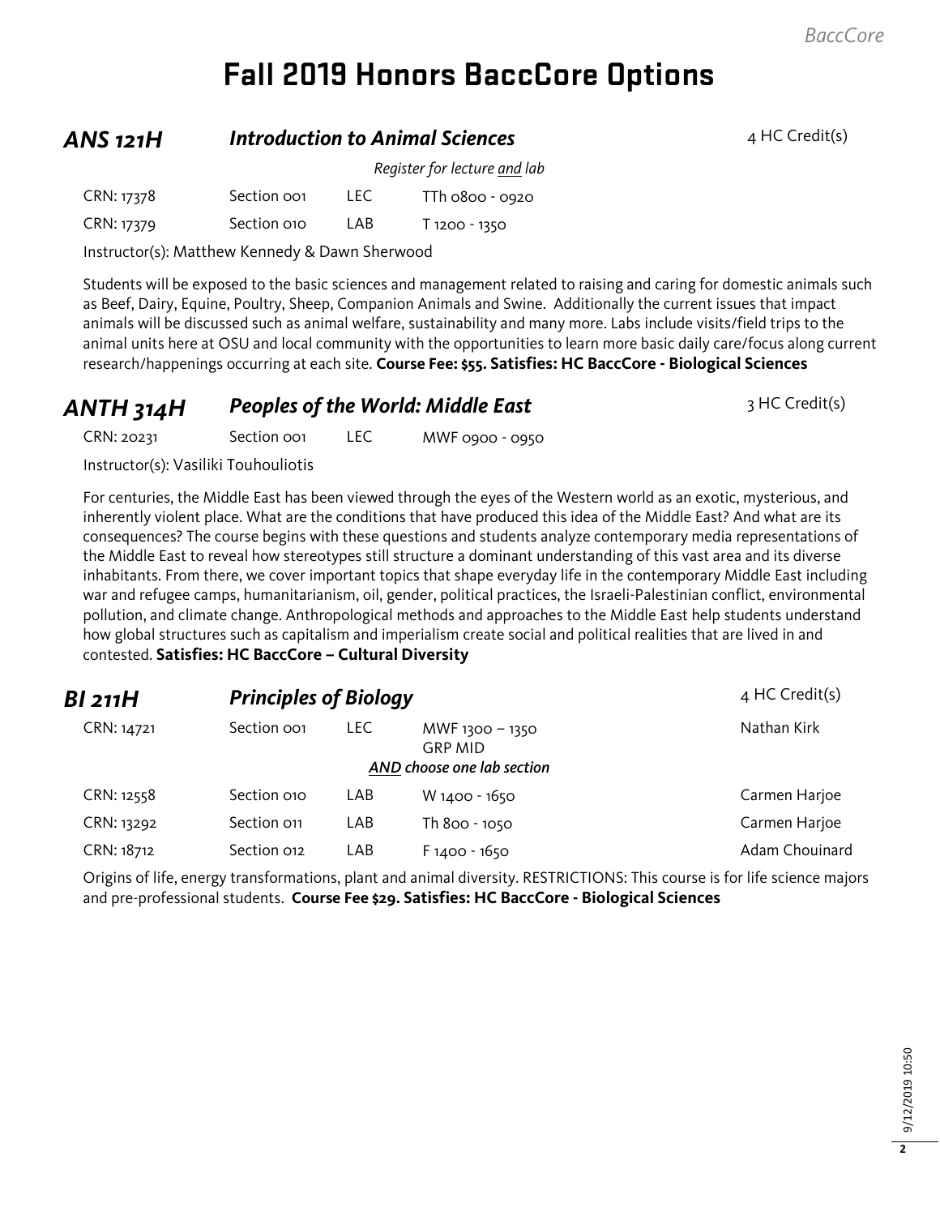# Fall 2019 Honors BaccCore Options

## *ANS 121H* — *Introduction to Animal Sciences*

4 HC Credit(s)

*Register for lecture and lab*

| CRN | Section | Type | Time |
|---|---|---|---|
| CRN: 17378 | Section 001 | LEC | TTh 0800 - 0920 |
| CRN: 17379 | Section 010 | LAB | T 1200 - 1350 |

Instructor(s): Matthew Kennedy & Dawn Sherwood

Students will be exposed to the basic sciences and management related to raising and caring for domestic animals such as Beef, Dairy, Equine, Poultry, Sheep, Companion Animals and Swine. Additionally the current issues that impact animals will be discussed such as animal welfare, sustainability and many more. Labs include visits/field trips to the animal units here at OSU and local community with the opportunities to learn more basic daily care/focus along current research/happenings occurring at each site. **Course Fee: $55. Satisfies: HC BaccCore - Biological Sciences**

## *ANTH 314H* — *Peoples of the World: Middle East*

3 HC Credit(s)

| CRN | Section | Type | Time |
|---|---|---|---|
| CRN: 20231 | Section 001 | LEC | MWF 0900 - 0950 |

Instructor(s): Vasiliki Touhouliotis

For centuries, the Middle East has been viewed through the eyes of the Western world as an exotic, mysterious, and inherently violent place. What are the conditions that have produced this idea of the Middle East? And what are its consequences? The course begins with these questions and students analyze contemporary media representations of the Middle East to reveal how stereotypes still structure a dominant understanding of this vast area and its diverse inhabitants. From there, we cover important topics that shape everyday life in the contemporary Middle East including war and refugee camps, humanitarianism, oil, gender, political practices, the Israeli-Palestinian conflict, environmental pollution, and climate change. Anthropological methods and approaches to the Middle East help students understand how global structures such as capitalism and imperialism create social and political realities that are lived in and contested. **Satisfies: HC BaccCore – Cultural Diversity**

## *BI 211H* — *Principles of Biology*

4 HC Credit(s)

| CRN | Section | Type | Time | Instructor |
|---|---|---|---|---|
| CRN: 14721 | Section 001 | LEC | MWF 1300 – 1350 GRP MID | Nathan Kirk |
| | | | *AND choose one lab section* | |
| CRN: 12558 | Section 010 | LAB | W 1400 - 1650 | Carmen Harjoe |
| CRN: 13292 | Section 011 | LAB | Th 800 - 1050 | Carmen Harjoe |
| CRN: 18712 | Section 012 | LAB | F 1400 - 1650 | Adam Chouinard |

Origins of life, energy transformations, plant and animal diversity. RESTRICTIONS: This course is for life science majors and pre-professional students. **Course Fee $29. Satisfies: HC BaccCore - Biological Sciences**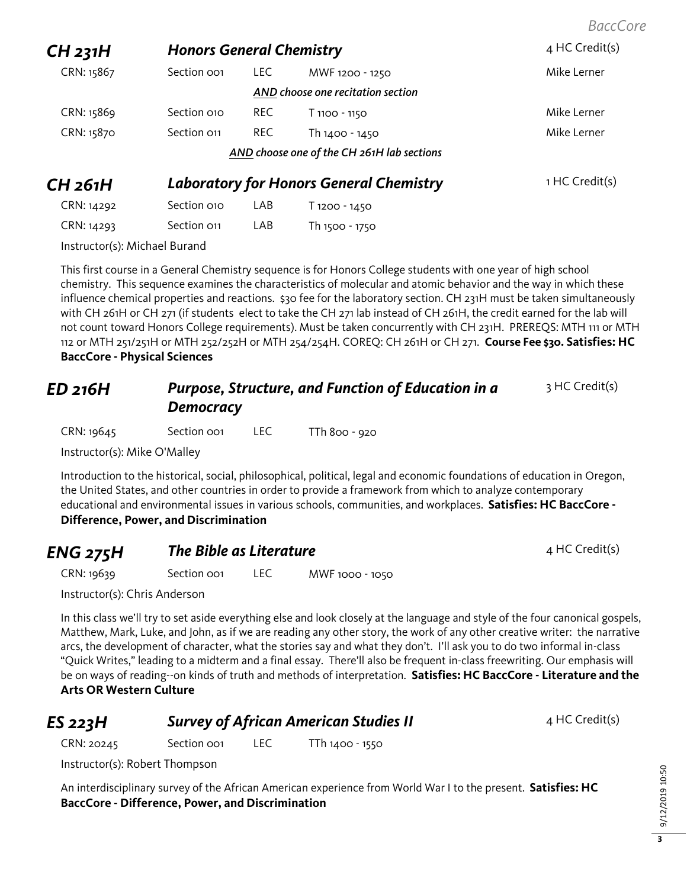## CH 231H — *Honors General Chemistry* — 4 HC Credit(s)

| CRN | Section | Type | Time | Instructor |
|---|---|---|---|---|
| CRN: 15867 | Section 001 | LEC | MWF 1200 - 1250 | Mike Lerner |
| | | | ***AND** choose one recitation section* | |
| CRN: 15869 | Section 010 | REC | T 1100 - 1150 | Mike Lerner |
| CRN: 15870 | Section 011 | REC | Th 1400 - 1450 | Mike Lerner |

***AND** choose one of the CH 261H lab sections*

## CH 261H — *Laboratory for Honors General Chemistry* — 1 HC Credit(s)

| CRN | Section | Type | Time |
|---|---|---|---|
| CRN: 14292 | Section 010 | LAB | T 1200 - 1450 |
| CRN: 14293 | Section 011 | LAB | Th 1500 - 1750 |

Instructor(s): Michael Burand

This first course in a General Chemistry sequence is for Honors College students with one year of high school chemistry. This sequence examines the characteristics of molecular and atomic behavior and the way in which these influence chemical properties and reactions. $30 fee for the laboratory section. CH 231H must be taken simultaneously with CH 261H or CH 271 (if students elect to take the CH 271 lab instead of CH 261H, the credit earned for the lab will not count toward Honors College requirements). Must be taken concurrently with CH 231H. PREREQS: MTH 111 or MTH 112 or MTH 251/251H or MTH 252/252H or MTH 254/254H. COREQ: CH 261H or CH 271. **Course Fee $30. Satisfies: HC BaccCore - Physical Sciences**

## ED 216H — *Purpose, Structure, and Function of Education in a Democracy* — 3 HC Credit(s)

| CRN | Section | Type | Time |
|---|---|---|---|
| CRN: 19645 | Section 001 | LEC | TTh 800 - 920 |

Instructor(s): Mike O'Malley

Introduction to the historical, social, philosophical, political, legal and economic foundations of education in Oregon, the United States, and other countries in order to provide a framework from which to analyze contemporary educational and environmental issues in various schools, communities, and workplaces. **Satisfies: HC BaccCore - Difference, Power, and Discrimination**

## ENG 275H — *The Bible as Literature* — 4 HC Credit(s)

| CRN | Section | Type | Time |
|---|---|---|---|
| CRN: 19639 | Section 001 | LEC | MWF 1000 - 1050 |

Instructor(s): Chris Anderson

In this class we'll try to set aside everything else and look closely at the language and style of the four canonical gospels, Matthew, Mark, Luke, and John, as if we are reading any other story, the work of any other creative writer: the narrative arcs, the development of character, what the stories say and what they don't. I'll ask you to do two informal in-class "Quick Writes," leading to a midterm and a final essay. There'll also be frequent in-class freewriting. Our emphasis will be on ways of reading--on kinds of truth and methods of interpretation. **Satisfies: HC BaccCore - Literature and the Arts OR Western Culture**

## ES 223H — *Survey of African American Studies II* — 4 HC Credit(s)

| CRN | Section | Type | Time |
|---|---|---|---|
| CRN: 20245 | Section 001 | LEC | TTh 1400 - 1550 |

Instructor(s): Robert Thompson

An interdisciplinary survey of the African American experience from World War I to the present. **Satisfies: HC BaccCore - Difference, Power, and Discrimination**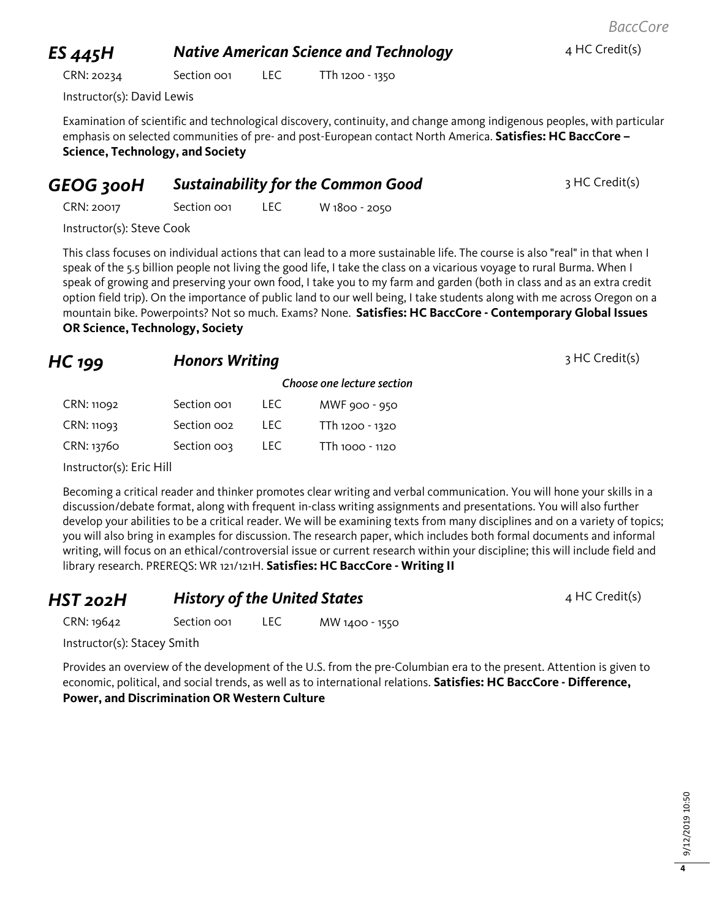## *ES 445H* *Native American Science and Technology* 4 HC Credit(s)

CRN: 20234 Section 001 LEC TTh 1200 - 1350

Instructor(s): David Lewis

Examination of scientific and technological discovery, continuity, and change among indigenous peoples, with particular emphasis on selected communities of pre- and post-European contact North America. **Satisfies: HC BaccCore – Science, Technology, and Society**

## *GEOG 300H* *Sustainability for the Common Good* 3 HC Credit(s)

CRN: 20017 Section 001 LEC W 1800 - 2050

Instructor(s): Steve Cook

This class focuses on individual actions that can lead to a more sustainable life. The course is also "real" in that when I speak of the 5.5 billion people not living the good life, I take the class on a vicarious voyage to rural Burma. When I speak of growing and preserving your own food, I take you to my farm and garden (both in class and as an extra credit option field trip). On the importance of public land to our well being, I take students along with me across Oregon on a mountain bike. Powerpoints? Not so much. Exams? None. **Satisfies: HC BaccCore - Contemporary Global Issues OR Science, Technology, Society**

## *HC 199* *Honors Writing* 3 HC Credit(s)

*Choose one lecture section*

| CRN | Section | Type | Time |
|---|---|---|---|
| CRN: 11092 | Section 001 | LEC | MWF 900 - 950 |
| CRN: 11093 | Section 002 | LEC | TTh 1200 - 1320 |
| CRN: 13760 | Section 003 | LEC | TTh 1000 - 1120 |

Instructor(s): Eric Hill

Becoming a critical reader and thinker promotes clear writing and verbal communication. You will hone your skills in a discussion/debate format, along with frequent in-class writing assignments and presentations. You will also further develop your abilities to be a critical reader. We will be examining texts from many disciplines and on a variety of topics; you will also bring in examples for discussion. The research paper, which includes both formal documents and informal writing, will focus on an ethical/controversial issue or current research within your discipline; this will include field and library research. PREREQS: WR 121/121H. **Satisfies: HC BaccCore - Writing II**

## *HST 202H* *History of the United States* 4 HC Credit(s)

CRN: 19642 Section 001 LEC MW 1400 - 1550

Instructor(s): Stacey Smith

Provides an overview of the development of the U.S. from the pre-Columbian era to the present. Attention is given to economic, political, and social trends, as well as to international relations. **Satisfies: HC BaccCore - Difference, Power, and Discrimination OR Western Culture**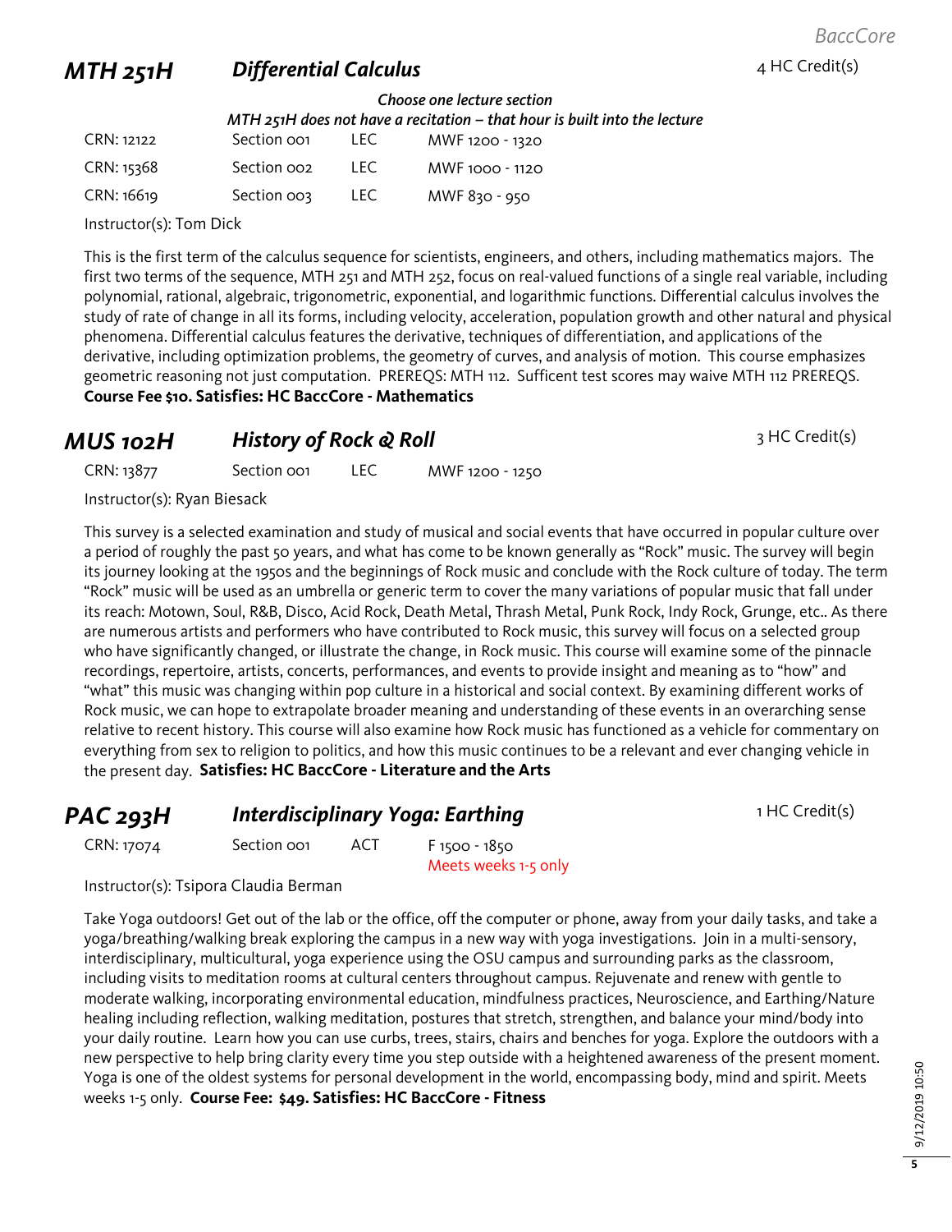## MTH 251H — *Differential Calculus* — 4 HC Credit(s)

*Choose one lecture section*
*MTH 251H does not have a recitation – that hour is built into the lecture*

| CRN | Section | Type | Time |
|---|---|---|---|
| CRN: 12122 | Section 001 | LEC | MWF 1200 - 1320 |
| CRN: 15368 | Section 002 | LEC | MWF 1000 - 1120 |
| CRN: 16619 | Section 003 | LEC | MWF 830 - 950 |

Instructor(s): Tom Dick

This is the first term of the calculus sequence for scientists, engineers, and others, including mathematics majors. The first two terms of the sequence, MTH 251 and MTH 252, focus on real-valued functions of a single real variable, including polynomial, rational, algebraic, trigonometric, exponential, and logarithmic functions. Differential calculus involves the study of rate of change in all its forms, including velocity, acceleration, population growth and other natural and physical phenomena. Differential calculus features the derivative, techniques of differentiation, and applications of the derivative, including optimization problems, the geometry of curves, and analysis of motion. This course emphasizes geometric reasoning not just computation. PREREQS: MTH 112. Sufficent test scores may waive MTH 112 PREREQS. **Course Fee $10. Satisfies: HC BaccCore - Mathematics**

## MUS 102H — *History of Rock & Roll* — 3 HC Credit(s)

| CRN | Section | Type | Time |
|---|---|---|---|
| CRN: 13877 | Section 001 | LEC | MWF 1200 - 1250 |

Instructor(s): Ryan Biesack

This survey is a selected examination and study of musical and social events that have occurred in popular culture over a period of roughly the past 50 years, and what has come to be known generally as "Rock" music. The survey will begin its journey looking at the 1950s and the beginnings of Rock music and conclude with the Rock culture of today. The term "Rock" music will be used as an umbrella or generic term to cover the many variations of popular music that fall under its reach: Motown, Soul, R&B, Disco, Acid Rock, Death Metal, Thrash Metal, Punk Rock, Indy Rock, Grunge, etc.. As there are numerous artists and performers who have contributed to Rock music, this survey will focus on a selected group who have significantly changed, or illustrate the change, in Rock music. This course will examine some of the pinnacle recordings, repertoire, artists, concerts, performances, and events to provide insight and meaning as to "how" and "what" this music was changing within pop culture in a historical and social context. By examining different works of Rock music, we can hope to extrapolate broader meaning and understanding of these events in an overarching sense relative to recent history. This course will also examine how Rock music has functioned as a vehicle for commentary on everything from sex to religion to politics, and how this music continues to be a relevant and ever changing vehicle in the present day. **Satisfies: HC BaccCore - Literature and the Arts**

## PAC 293H — *Interdisciplinary Yoga: Earthing* — 1 HC Credit(s)

| CRN | Section | Type | Time |
|---|---|---|---|
| CRN: 17074 | Section 001 | ACT | F 1500 - 1850 Meets weeks 1-5 only |

Instructor(s): Tsipora Claudia Berman

Take Yoga outdoors! Get out of the lab or the office, off the computer or phone, away from your daily tasks, and take a yoga/breathing/walking break exploring the campus in a new way with yoga investigations. Join in a multi-sensory, interdisciplinary, multicultural, yoga experience using the OSU campus and surrounding parks as the classroom, including visits to meditation rooms at cultural centers throughout campus. Rejuvenate and renew with gentle to moderate walking, incorporating environmental education, mindfulness practices, Neuroscience, and Earthing/Nature healing including reflection, walking meditation, postures that stretch, strengthen, and balance your mind/body into your daily routine. Learn how you can use curbs, trees, stairs, chairs and benches for yoga. Explore the outdoors with a new perspective to help bring clarity every time you step outside with a heightened awareness of the present moment. Yoga is one of the oldest systems for personal development in the world, encompassing body, mind and spirit. Meets weeks 1-5 only. **Course Fee: $49. Satisfies: HC BaccCore - Fitness**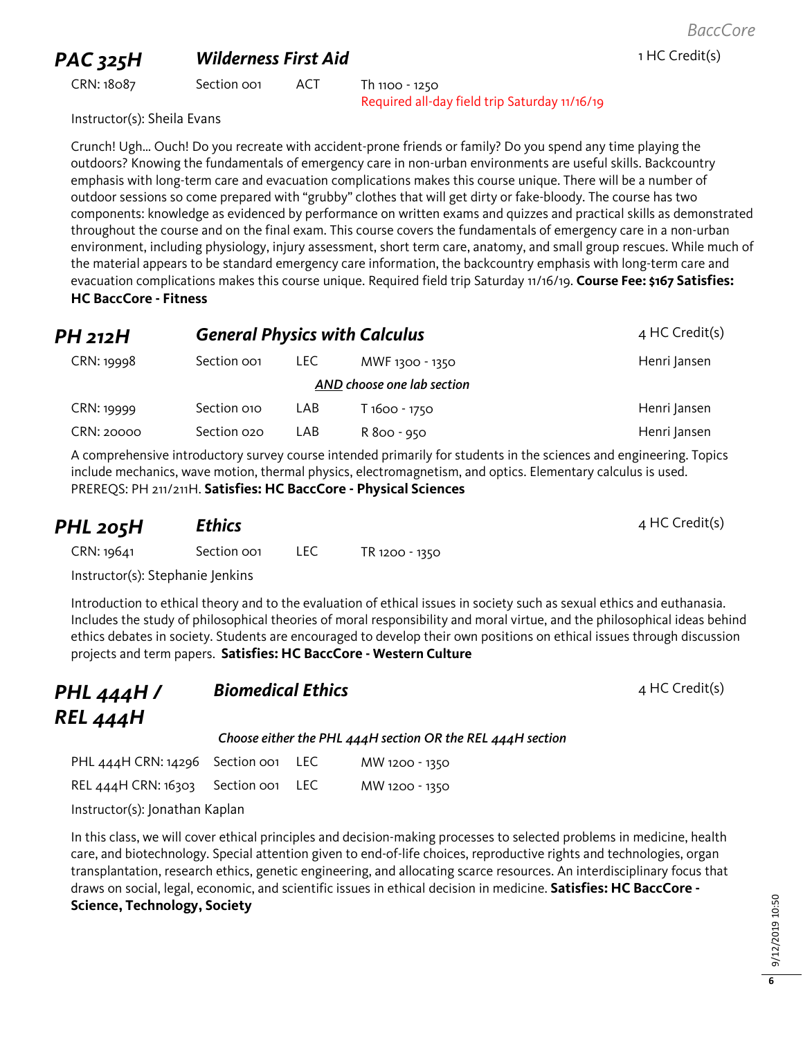## PAC 325H — *Wilderness First Aid* — 1 HC Credit(s)

| CRN | Section | Type | Time |
| --- | --- | --- | --- |
| CRN: 18087 | Section 001 | ACT | Th 1100 - 1250<br>Required all-day field trip Saturday 11/16/19 |

Instructor(s): Sheila Evans

Crunch! Ugh... Ouch! Do you recreate with accident-prone friends or family? Do you spend any time playing the outdoors? Knowing the fundamentals of emergency care in non-urban environments are useful skills. Backcountry emphasis with long-term care and evacuation complications makes this course unique. There will be a number of outdoor sessions so come prepared with "grubby" clothes that will get dirty or fake-bloody. The course has two components: knowledge as evidenced by performance on written exams and quizzes and practical skills as demonstrated throughout the course and on the final exam. This course covers the fundamentals of emergency care in a non-urban environment, including physiology, injury assessment, short term care, anatomy, and small group rescues. While much of the material appears to be standard emergency care information, the backcountry emphasis with long-term care and evacuation complications makes this course unique. Required field trip Saturday 11/16/19. **Course Fee: $167 Satisfies: HC BaccCore - Fitness**

## PH 212H — *General Physics with Calculus* — 4 HC Credit(s)

| CRN | Section | Type | Time | Instructor |
| --- | --- | --- | --- | --- |
| CRN: 19998 | Section 001 | LEC | MWF 1300 - 1350 | Henri Jansen |
| | | | ***AND choose one lab section*** | |
| CRN: 19999 | Section 010 | LAB | T 1600 - 1750 | Henri Jansen |
| CRN: 20000 | Section 020 | LAB | R 800 - 950 | Henri Jansen |

A comprehensive introductory survey course intended primarily for students in the sciences and engineering. Topics include mechanics, wave motion, thermal physics, electromagnetism, and optics. Elementary calculus is used. PREREQS: PH 211/211H. **Satisfies: HC BaccCore - Physical Sciences**

## PHL 205H — *Ethics* — 4 HC Credit(s)

| CRN | Section | Type | Time |
| --- | --- | --- | --- |
| CRN: 19641 | Section 001 | LEC | TR 1200 - 1350 |

Instructor(s): Stephanie Jenkins

Introduction to ethical theory and to the evaluation of ethical issues in society such as sexual ethics and euthanasia. Includes the study of philosophical theories of moral responsibility and moral virtue, and the philosophical ideas behind ethics debates in society. Students are encouraged to develop their own positions on ethical issues through discussion projects and term papers. **Satisfies: HC BaccCore - Western Culture**

## PHL 444H / REL 444H — *Biomedical Ethics* — 4 HC Credit(s)

***Choose either the PHL 444H section OR the REL 444H section***

| CRN | Section | Type | Time |
| --- | --- | --- | --- |
| PHL 444H CRN: 14296 | Section 001 | LEC | MW 1200 - 1350 |
| REL 444H CRN: 16303 | Section 001 | LEC | MW 1200 - 1350 |

Instructor(s): Jonathan Kaplan

In this class, we will cover ethical principles and decision-making processes to selected problems in medicine, health care, and biotechnology. Special attention given to end-of-life choices, reproductive rights and technologies, organ transplantation, research ethics, genetic engineering, and allocating scarce resources. An interdisciplinary focus that draws on social, legal, economic, and scientific issues in ethical decision in medicine. **Satisfies: HC BaccCore - Science, Technology, Society**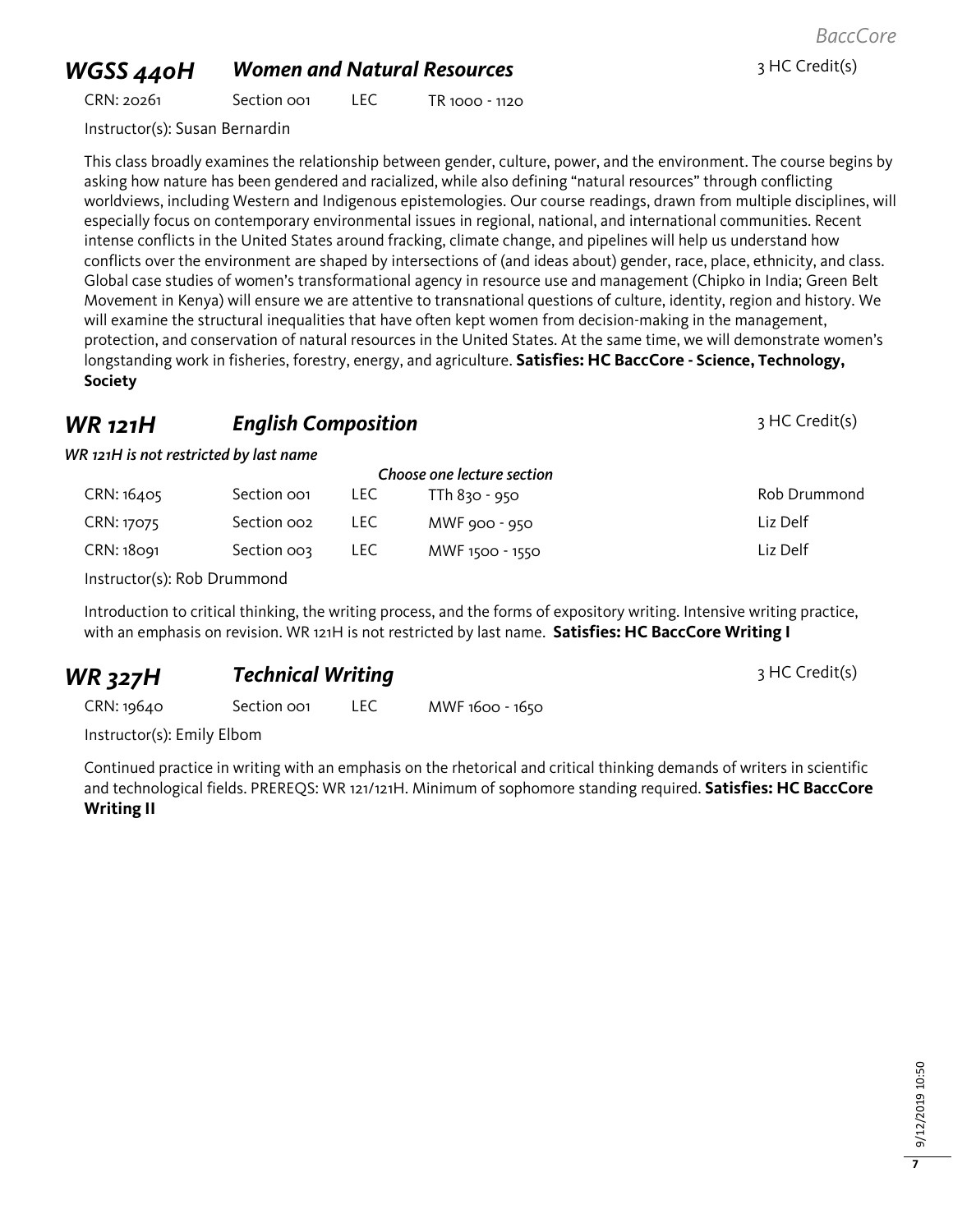## WGSS 440H — *Women and Natural Resources*

3 HC Credit(s)

CRN: 20261 | Section 001 | LEC | TR 1000 - 1120

Instructor(s): Susan Bernardin

This class broadly examines the relationship between gender, culture, power, and the environment. The course begins by asking how nature has been gendered and racialized, while also defining "natural resources" through conflicting worldviews, including Western and Indigenous epistemologies. Our course readings, drawn from multiple disciplines, will especially focus on contemporary environmental issues in regional, national, and international communities. Recent intense conflicts in the United States around fracking, climate change, and pipelines will help us understand how conflicts over the environment are shaped by intersections of (and ideas about) gender, race, place, ethnicity, and class. Global case studies of women's transformational agency in resource use and management (Chipko in India; Green Belt Movement in Kenya) will ensure we are attentive to transnational questions of culture, identity, region and history. We will examine the structural inequalities that have often kept women from decision-making in the management, protection, and conservation of natural resources in the United States. At the same time, we will demonstrate women's longstanding work in fisheries, forestry, energy, and agriculture. **Satisfies: HC BaccCore - Science, Technology, Society**

## WR 121H — *English Composition*

3 HC Credit(s)

*WR 121H is not restricted by last name*

*Choose one lecture section*

| CRN | Section | Type | Time | Instructor |
|---|---|---|---|---|
| CRN: 16405 | Section 001 | LEC | TTh 830 - 950 | Rob Drummond |
| CRN: 17075 | Section 002 | LEC | MWF 900 - 950 | Liz Delf |
| CRN: 18091 | Section 003 | LEC | MWF 1500 - 1550 | Liz Delf |

Instructor(s): Rob Drummond

Introduction to critical thinking, the writing process, and the forms of expository writing. Intensive writing practice, with an emphasis on revision. WR 121H is not restricted by last name. **Satisfies: HC BaccCore Writing I**

## WR 327H — *Technical Writing*

3 HC Credit(s)

CRN: 19640 | Section 001 | LEC | MWF 1600 - 1650

Instructor(s): Emily Elbom

Continued practice in writing with an emphasis on the rhetorical and critical thinking demands of writers in scientific and technological fields. PREREQS: WR 121/121H. Minimum of sophomore standing required. **Satisfies: HC BaccCore Writing II**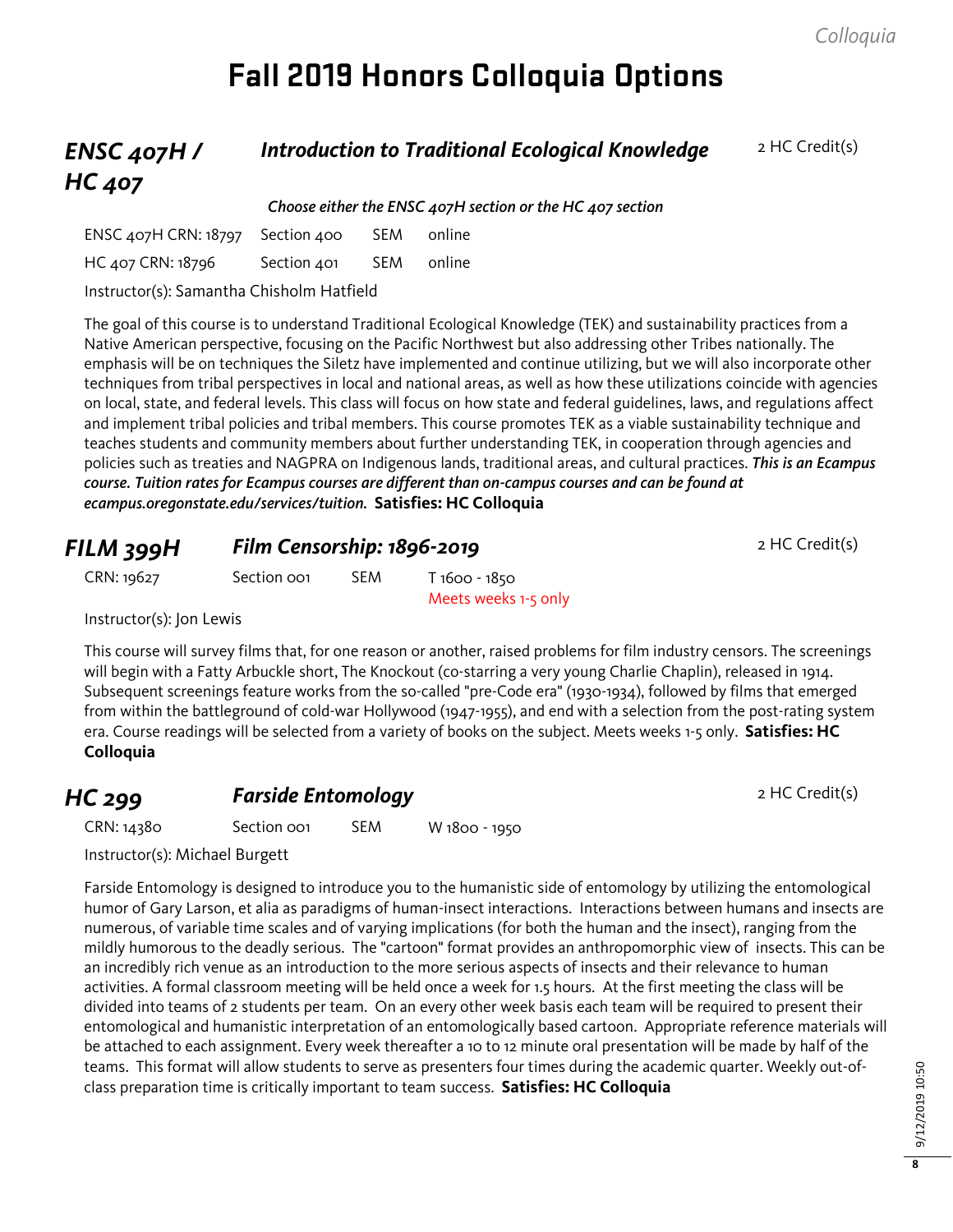# Fall 2019 Honors Colloquia Options

## *ENSC 407H / HC 407* — *Introduction to Traditional Ecological Knowledge*

2 HC Credit(s)

***Choose either the ENSC 407H section or the HC 407 section***

| | | | |
|---|---|---|---|
| ENSC 407H CRN: 18797 | Section 400 | SEM | online |
| HC 407 CRN: 18796 | Section 401 | SEM | online |

Instructor(s): Samantha Chisholm Hatfield

The goal of this course is to understand Traditional Ecological Knowledge (TEK) and sustainability practices from a Native American perspective, focusing on the Pacific Northwest but also addressing other Tribes nationally. The emphasis will be on techniques the Siletz have implemented and continue utilizing, but we will also incorporate other techniques from tribal perspectives in local and national areas, as well as how these utilizations coincide with agencies on local, state, and federal levels. This class will focus on how state and federal guidelines, laws, and regulations affect and implement tribal policies and tribal members. This course promotes TEK as a viable sustainability technique and teaches students and community members about further understanding TEK, in cooperation through agencies and policies such as treaties and NAGPRA on Indigenous lands, traditional areas, and cultural practices. ***This is an Ecampus course.*** *Tuition rates for Ecampus courses are different than on-campus courses and can be found at ecampus.oregonstate.edu/services/tuition.* **Satisfies: HC Colloquia**

## *FILM 399H* — *Film Censorship: 1896-2019*

2 HC Credit(s)

| | | | |
|---|---|---|---|
| CRN: 19627 | Section 001 | SEM | T 1600 - 1850<br>Meets weeks 1-5 only |

Instructor(s): Jon Lewis

This course will survey films that, for one reason or another, raised problems for film industry censors. The screenings will begin with a Fatty Arbuckle short, The Knockout (co-starring a very young Charlie Chaplin), released in 1914. Subsequent screenings feature works from the so-called "pre-Code era" (1930-1934), followed by films that emerged from within the battleground of cold-war Hollywood (1947-1955), and end with a selection from the post-rating system era. Course readings will be selected from a variety of books on the subject. Meets weeks 1-5 only. **Satisfies: HC Colloquia**

## *HC 299* — *Farside Entomology*

2 HC Credit(s)

| | | | |
|---|---|---|---|
| CRN: 14380 | Section 001 | SEM | W 1800 - 1950 |

Instructor(s): Michael Burgett

Farside Entomology is designed to introduce you to the humanistic side of entomology by utilizing the entomological humor of Gary Larson, et alia as paradigms of human-insect interactions. Interactions between humans and insects are numerous, of variable time scales and of varying implications (for both the human and the insect), ranging from the mildly humorous to the deadly serious. The "cartoon" format provides an anthropomorphic view of insects. This can be an incredibly rich venue as an introduction to the more serious aspects of insects and their relevance to human activities. A formal classroom meeting will be held once a week for 1.5 hours. At the first meeting the class will be divided into teams of 2 students per team. On an every other week basis each team will be required to present their entomological and humanistic interpretation of an entomologically based cartoon. Appropriate reference materials will be attached to each assignment. Every week thereafter a 10 to 12 minute oral presentation will be made by half of the teams. This format will allow students to serve as presenters four times during the academic quarter. Weekly out-of-class preparation time is critically important to team success. **Satisfies: HC Colloquia**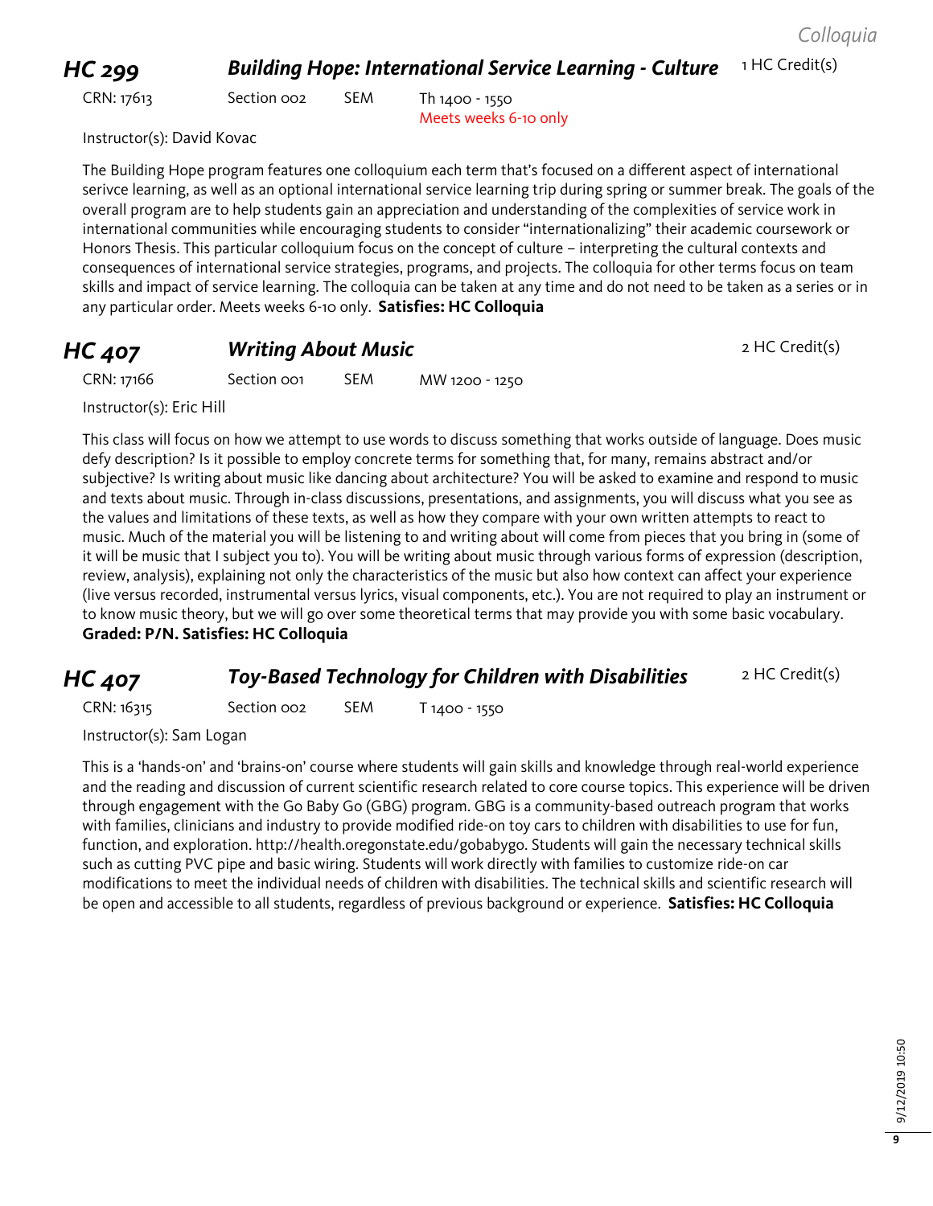## HC 299 — *Building Hope: International Service Learning - Culture*

1 HC Credit(s)

CRN: 17613 | Section 002 | SEM | Th 1400 - 1550
Meets weeks 6-10 only

Instructor(s): David Kovac

The Building Hope program features one colloquium each term that's focused on a different aspect of international serivce learning, as well as an optional international service learning trip during spring or summer break. The goals of the overall program are to help students gain an appreciation and understanding of the complexities of service work in international communities while encouraging students to consider "internationalizing" their academic coursework or Honors Thesis. This particular colloquium focus on the concept of culture – interpreting the cultural contexts and consequences of international service strategies, programs, and projects. The colloquia for other terms focus on team skills and impact of service learning. The colloquia can be taken at any time and do not need to be taken as a series or in any particular order. Meets weeks 6-10 only. **Satisfies: HC Colloquia**

## HC 407 — *Writing About Music*

2 HC Credit(s)

CRN: 17166 | Section 001 | SEM | MW 1200 - 1250

Instructor(s): Eric Hill

This class will focus on how we attempt to use words to discuss something that works outside of language. Does music defy description? Is it possible to employ concrete terms for something that, for many, remains abstract and/or subjective? Is writing about music like dancing about architecture? You will be asked to examine and respond to music and texts about music. Through in-class discussions, presentations, and assignments, you will discuss what you see as the values and limitations of these texts, as well as how they compare with your own written attempts to react to music. Much of the material you will be listening to and writing about will come from pieces that you bring in (some of it will be music that I subject you to). You will be writing about music through various forms of expression (description, review, analysis), explaining not only the characteristics of the music but also how context can affect your experience (live versus recorded, instrumental versus lyrics, visual components, etc.). You are not required to play an instrument or to know music theory, but we will go over some theoretical terms that may provide you with some basic vocabulary. **Graded: P/N. Satisfies: HC Colloquia**

## HC 407 — *Toy-Based Technology for Children with Disabilities*

2 HC Credit(s)

CRN: 16315 | Section 002 | SEM | T 1400 - 1550

Instructor(s): Sam Logan

This is a 'hands-on' and 'brains-on' course where students will gain skills and knowledge through real-world experience and the reading and discussion of current scientific research related to core course topics. This experience will be driven through engagement with the Go Baby Go (GBG) program. GBG is a community-based outreach program that works with families, clinicians and industry to provide modified ride-on toy cars to children with disabilities to use for fun, function, and exploration. http://health.oregonstate.edu/gobabygo. Students will gain the necessary technical skills such as cutting PVC pipe and basic wiring. Students will work directly with families to customize ride-on car modifications to meet the individual needs of children with disabilities. The technical skills and scientific research will be open and accessible to all students, regardless of previous background or experience. **Satisfies: HC Colloquia**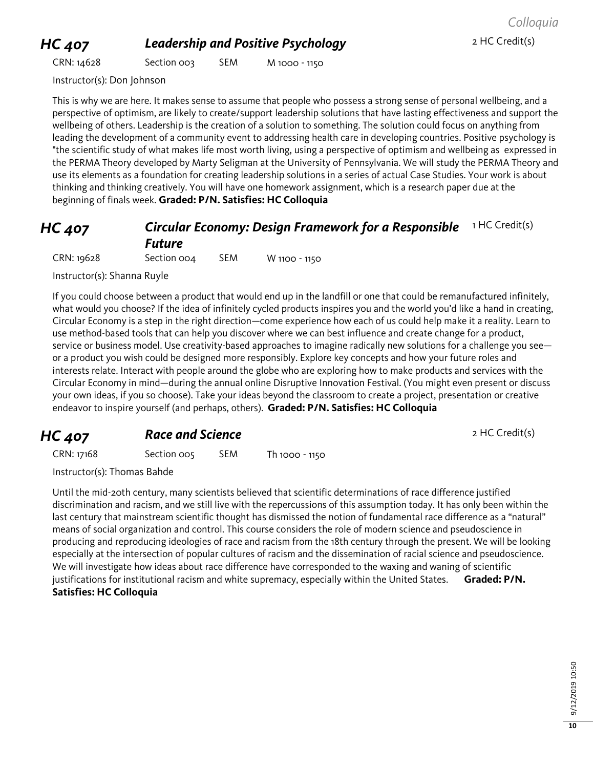## HC 407 *Leadership and Positive Psychology*

2 HC Credit(s)

CRN: 14628 Section 003 SEM M 1000 - 1150

Instructor(s): Don Johnson

This is why we are here. It makes sense to assume that people who possess a strong sense of personal wellbeing, and a perspective of optimism, are likely to create/support leadership solutions that have lasting effectiveness and support the wellbeing of others. Leadership is the creation of a solution to something. The solution could focus on anything from leading the development of a community event to addressing health care in developing countries. Positive psychology is "the scientific study of what makes life most worth living, using a perspective of optimism and wellbeing as expressed in the PERMA Theory developed by Marty Seligman at the University of Pennsylvania. We will study the PERMA Theory and use its elements as a foundation for creating leadership solutions in a series of actual Case Studies. Your work is about thinking and thinking creatively. You will have one homework assignment, which is a research paper due at the beginning of finals week. **Graded: P/N. Satisfies: HC Colloquia**

## HC 407 *Circular Economy: Design Framework for a Responsible Future*

1 HC Credit(s)

CRN: 19628 Section 004 SEM W 1100 - 1150

Instructor(s): Shanna Ruyle

If you could choose between a product that would end up in the landfill or one that could be remanufactured infinitely, what would you choose? If the idea of infinitely cycled products inspires you and the world you'd like a hand in creating, Circular Economy is a step in the right direction—come experience how each of us could help make it a reality. Learn to use method-based tools that can help you discover where we can best influence and create change for a product, service or business model. Use creativity-based approaches to imagine radically new solutions for a challenge you see—or a product you wish could be designed more responsibly. Explore key concepts and how your future roles and interests relate. Interact with people around the globe who are exploring how to make products and services with the Circular Economy in mind—during the annual online Disruptive Innovation Festival. (You might even present or discuss your own ideas, if you so choose). Take your ideas beyond the classroom to create a project, presentation or creative endeavor to inspire yourself (and perhaps, others). **Graded: P/N. Satisfies: HC Colloquia**

## HC 407 *Race and Science*

2 HC Credit(s)

CRN: 17168 Section 005 SEM Th 1000 - 1150

Instructor(s): Thomas Bahde

Until the mid-20th century, many scientists believed that scientific determinations of race difference justified discrimination and racism, and we still live with the repercussions of this assumption today. It has only been within the last century that mainstream scientific thought has dismissed the notion of fundamental race difference as a "natural" means of social organization and control. This course considers the role of modern science and pseudoscience in producing and reproducing ideologies of race and racism from the 18th century through the present. We will be looking especially at the intersection of popular cultures of racism and the dissemination of racial science and pseudoscience. We will investigate how ideas about race difference have corresponded to the waxing and waning of scientific justifications for institutional racism and white supremacy, especially within the United States. **Graded: P/N. Satisfies: HC Colloquia**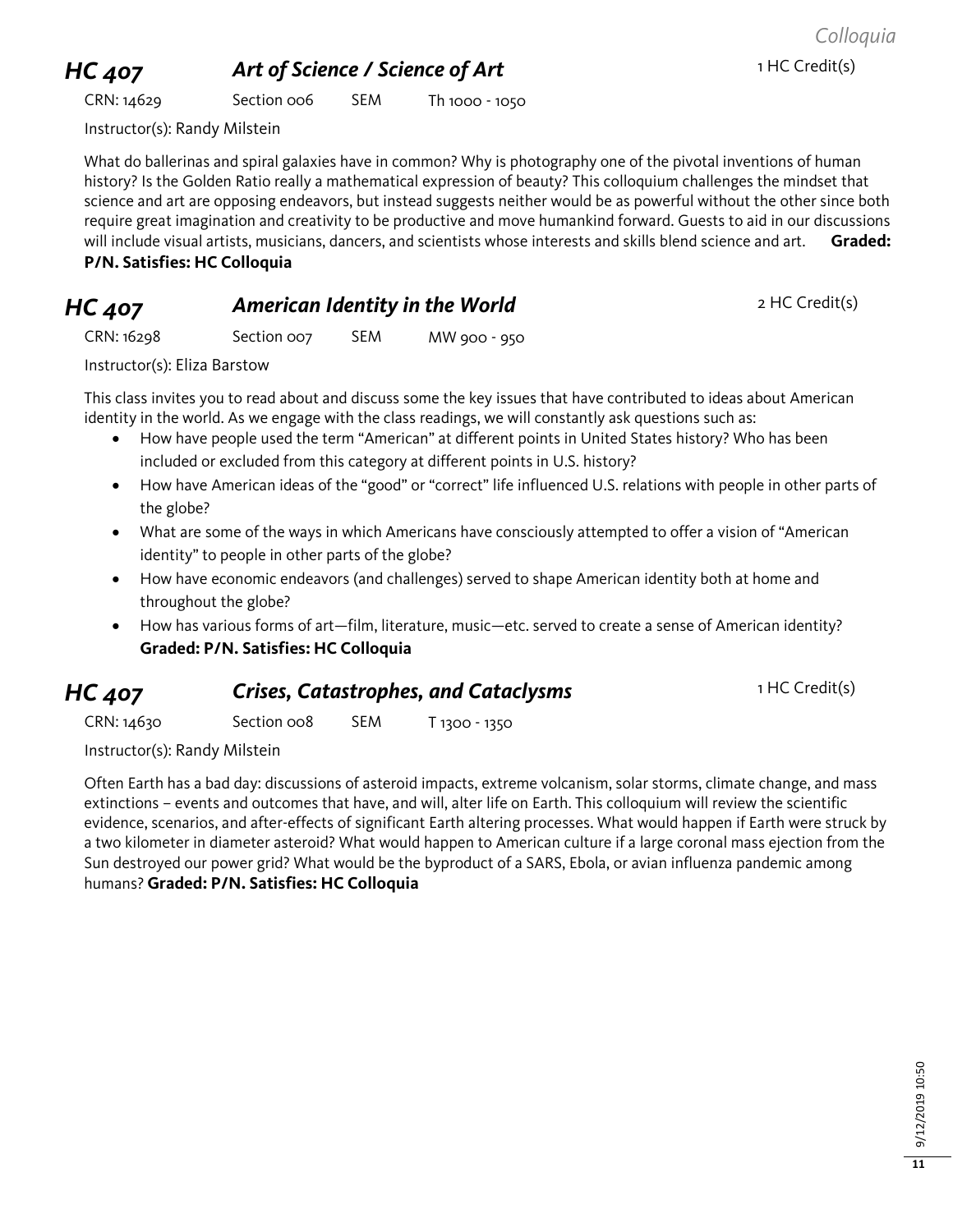## HC 407 — *Art of Science / Science of Art* — 1 HC Credit(s)

CRN: 14629 Section 006 SEM Th 1000 - 1050

Instructor(s): Randy Milstein

What do ballerinas and spiral galaxies have in common? Why is photography one of the pivotal inventions of human history? Is the Golden Ratio really a mathematical expression of beauty? This colloquium challenges the mindset that science and art are opposing endeavors, but instead suggests neither would be as powerful without the other since both require great imagination and creativity to be productive and move humankind forward. Guests to aid in our discussions will include visual artists, musicians, dancers, and scientists whose interests and skills blend science and art. **Graded: P/N. Satisfies: HC Colloquia**

## HC 407 — *American Identity in the World* — 2 HC Credit(s)

CRN: 16298 Section 007 SEM MW 900 - 950

Instructor(s): Eliza Barstow

This class invites you to read about and discuss some the key issues that have contributed to ideas about American identity in the world. As we engage with the class readings, we will constantly ask questions such as:

- How have people used the term "American" at different points in United States history? Who has been included or excluded from this category at different points in U.S. history?
- How have American ideas of the "good" or "correct" life influenced U.S. relations with people in other parts of the globe?
- What are some of the ways in which Americans have consciously attempted to offer a vision of "American identity" to people in other parts of the globe?
- How have economic endeavors (and challenges) served to shape American identity both at home and throughout the globe?
- How has various forms of art—film, literature, music—etc. served to create a sense of American identity? **Graded: P/N. Satisfies: HC Colloquia**

## HC 407 — *Crises, Catastrophes, and Cataclysms* — 1 HC Credit(s)

CRN: 14630 Section 008 SEM T 1300 - 1350

Instructor(s): Randy Milstein

Often Earth has a bad day: discussions of asteroid impacts, extreme volcanism, solar storms, climate change, and mass extinctions – events and outcomes that have, and will, alter life on Earth. This colloquium will review the scientific evidence, scenarios, and after-effects of significant Earth altering processes. What would happen if Earth were struck by a two kilometer in diameter asteroid? What would happen to American culture if a large coronal mass ejection from the Sun destroyed our power grid? What would be the byproduct of a SARS, Ebola, or avian influenza pandemic among humans? **Graded: P/N. Satisfies: HC Colloquia**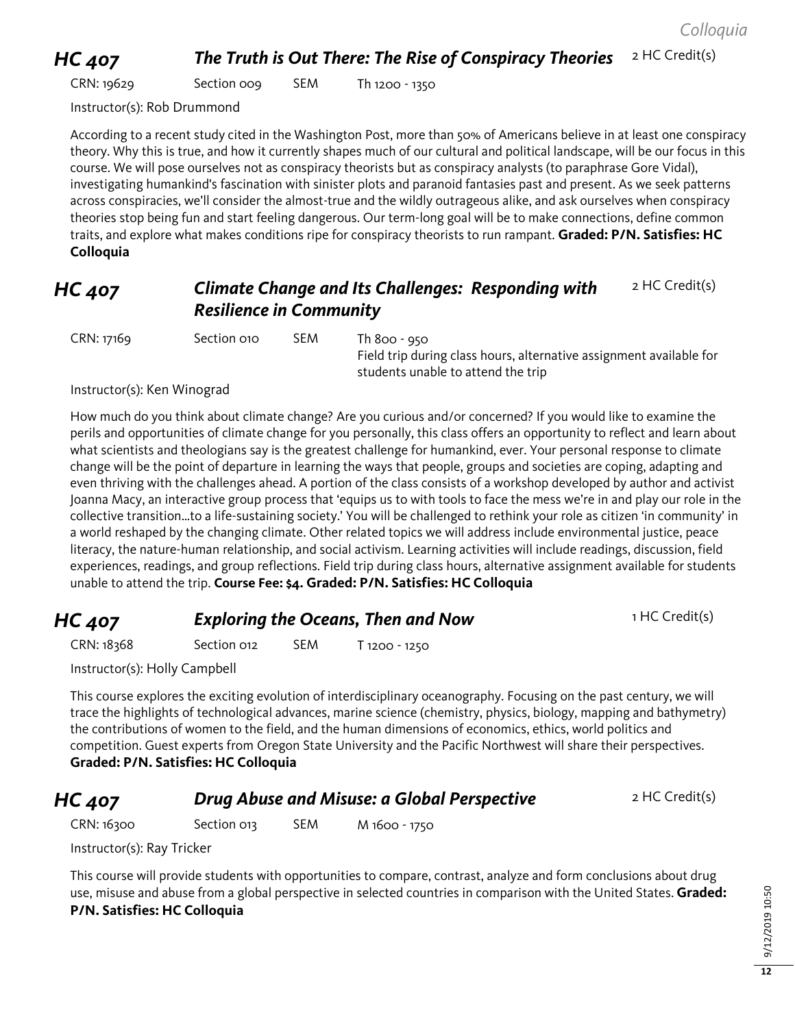## HC 407 *The Truth is Out There: The Rise of Conspiracy Theories* 2 HC Credit(s)

CRN: 19629 Section 009 SEM Th 1200 - 1350

Instructor(s): Rob Drummond

According to a recent study cited in the Washington Post, more than 50% of Americans believe in at least one conspiracy theory. Why this is true, and how it currently shapes much of our cultural and political landscape, will be our focus in this course. We will pose ourselves not as conspiracy theorists but as conspiracy analysts (to paraphrase Gore Vidal), investigating humankind's fascination with sinister plots and paranoid fantasies past and present. As we seek patterns across conspiracies, we'll consider the almost-true and the wildly outrageous alike, and ask ourselves when conspiracy theories stop being fun and start feeling dangerous. Our term-long goal will be to make connections, define common traits, and explore what makes conditions ripe for conspiracy theorists to run rampant. **Graded: P/N. Satisfies: HC Colloquia**

## HC 407 *Climate Change and Its Challenges: Responding with Resilience in Community* 2 HC Credit(s)

CRN: 17169 Section 010 SEM Th 800 - 950
Field trip during class hours, alternative assignment available for students unable to attend the trip

Instructor(s): Ken Winograd

How much do you think about climate change? Are you curious and/or concerned? If you would like to examine the perils and opportunities of climate change for you personally, this class offers an opportunity to reflect and learn about what scientists and theologians say is the greatest challenge for humankind, ever. Your personal response to climate change will be the point of departure in learning the ways that people, groups and societies are coping, adapting and even thriving with the challenges ahead. A portion of the class consists of a workshop developed by author and activist Joanna Macy, an interactive group process that 'equips us to with tools to face the mess we're in and play our role in the collective transition...to a life-sustaining society.' You will be challenged to rethink your role as citizen 'in community' in a world reshaped by the changing climate. Other related topics we will address include environmental justice, peace literacy, the nature-human relationship, and social activism. Learning activities will include readings, discussion, field experiences, readings, and group reflections. Field trip during class hours, alternative assignment available for students unable to attend the trip. **Course Fee: $4. Graded: P/N. Satisfies: HC Colloquia**

## HC 407 *Exploring the Oceans, Then and Now* 1 HC Credit(s)

CRN: 18368 Section 012 SEM T 1200 - 1250

Instructor(s): Holly Campbell

This course explores the exciting evolution of interdisciplinary oceanography. Focusing on the past century, we will trace the highlights of technological advances, marine science (chemistry, physics, biology, mapping and bathymetry) the contributions of women to the field, and the human dimensions of economics, ethics, world politics and competition. Guest experts from Oregon State University and the Pacific Northwest will share their perspectives. **Graded: P/N. Satisfies: HC Colloquia**

## HC 407 *Drug Abuse and Misuse: a Global Perspective* 2 HC Credit(s)

CRN: 16300 Section 013 SEM M 1600 - 1750

Instructor(s): Ray Tricker

This course will provide students with opportunities to compare, contrast, analyze and form conclusions about drug use, misuse and abuse from a global perspective in selected countries in comparison with the United States. **Graded: P/N. Satisfies: HC Colloquia**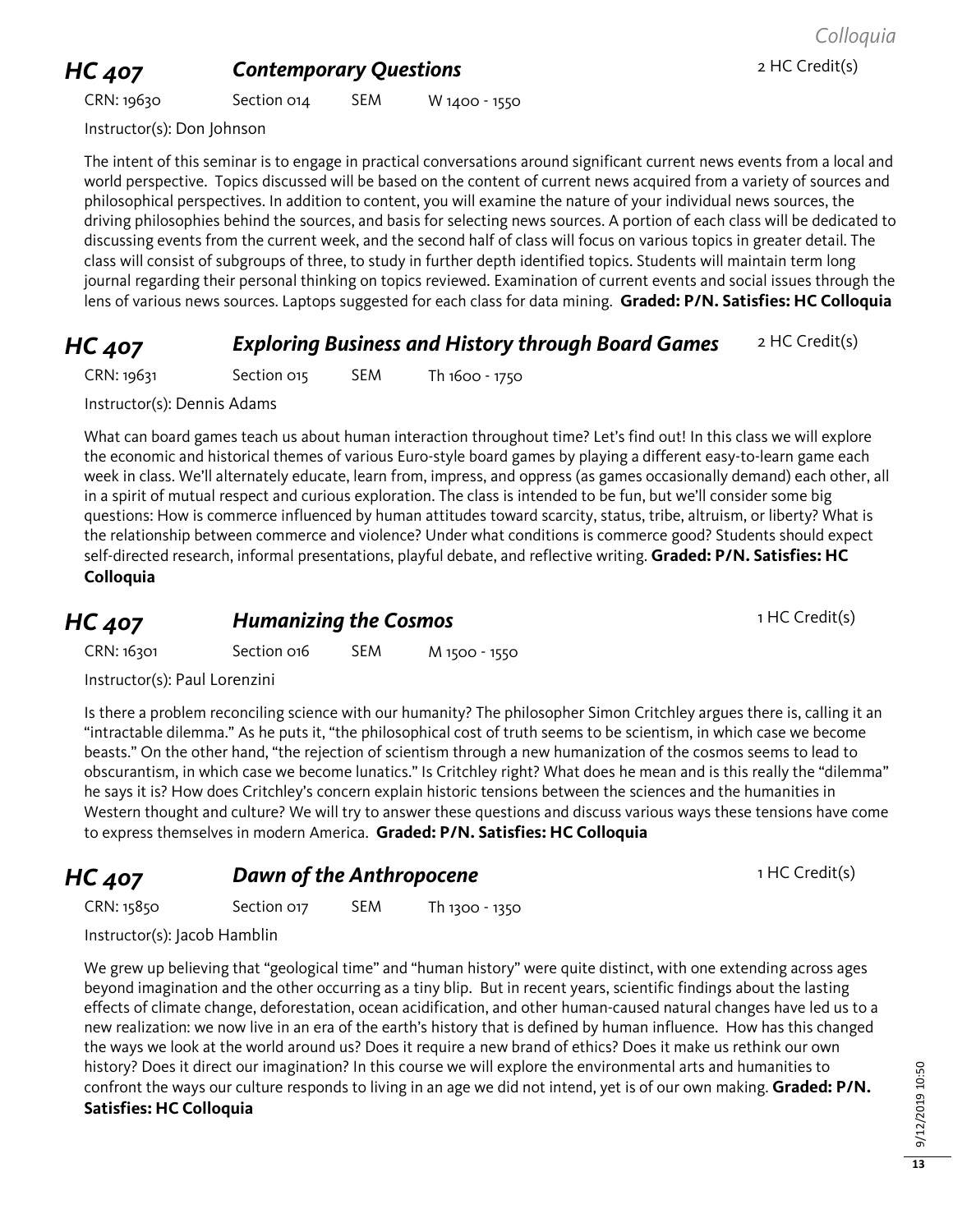## HC 407 — *Contemporary Questions*

2 HC Credit(s)

CRN: 19630 | Section 014 | SEM | W 1400 - 1550

Instructor(s): Don Johnson

The intent of this seminar is to engage in practical conversations around significant current news events from a local and world perspective. Topics discussed will be based on the content of current news acquired from a variety of sources and philosophical perspectives. In addition to content, you will examine the nature of your individual news sources, the driving philosophies behind the sources, and basis for selecting news sources. A portion of each class will be dedicated to discussing events from the current week, and the second half of class will focus on various topics in greater detail. The class will consist of subgroups of three, to study in further depth identified topics. Students will maintain term long journal regarding their personal thinking on topics reviewed. Examination of current events and social issues through the lens of various news sources. Laptops suggested for each class for data mining. **Graded: P/N. Satisfies: HC Colloquia**

## HC 407 — *Exploring Business and History through Board Games*

2 HC Credit(s)

CRN: 19631 | Section 015 | SEM | Th 1600 - 1750

Instructor(s): Dennis Adams

What can board games teach us about human interaction throughout time? Let's find out! In this class we will explore the economic and historical themes of various Euro-style board games by playing a different easy-to-learn game each week in class. We'll alternately educate, learn from, impress, and oppress (as games occasionally demand) each other, all in a spirit of mutual respect and curious exploration. The class is intended to be fun, but we'll consider some big questions: How is commerce influenced by human attitudes toward scarcity, status, tribe, altruism, or liberty? What is the relationship between commerce and violence? Under what conditions is commerce good? Students should expect self-directed research, informal presentations, playful debate, and reflective writing. **Graded: P/N. Satisfies: HC Colloquia**

## HC 407 — *Humanizing the Cosmos*

1 HC Credit(s)

CRN: 16301 | Section 016 | SEM | M 1500 - 1550

Instructor(s): Paul Lorenzini

Is there a problem reconciling science with our humanity? The philosopher Simon Critchley argues there is, calling it an "intractable dilemma." As he puts it, "the philosophical cost of truth seems to be scientism, in which case we become beasts." On the other hand, "the rejection of scientism through a new humanization of the cosmos seems to lead to obscurantism, in which case we become lunatics." Is Critchley right? What does he mean and is this really the "dilemma" he says it is? How does Critchley's concern explain historic tensions between the sciences and the humanities in Western thought and culture? We will try to answer these questions and discuss various ways these tensions have come to express themselves in modern America. **Graded: P/N. Satisfies: HC Colloquia**

## HC 407 — *Dawn of the Anthropocene*

1 HC Credit(s)

CRN: 15850 | Section 017 | SEM | Th 1300 - 1350

Instructor(s): Jacob Hamblin

We grew up believing that "geological time" and "human history" were quite distinct, with one extending across ages beyond imagination and the other occurring as a tiny blip. But in recent years, scientific findings about the lasting effects of climate change, deforestation, ocean acidification, and other human-caused natural changes have led us to a new realization: we now live in an era of the earth's history that is defined by human influence. How has this changed the ways we look at the world around us? Does it require a new brand of ethics? Does it make us rethink our own history? Does it direct our imagination? In this course we will explore the environmental arts and humanities to confront the ways our culture responds to living in an age we did not intend, yet is of our own making. **Graded: P/N. Satisfies: HC Colloquia**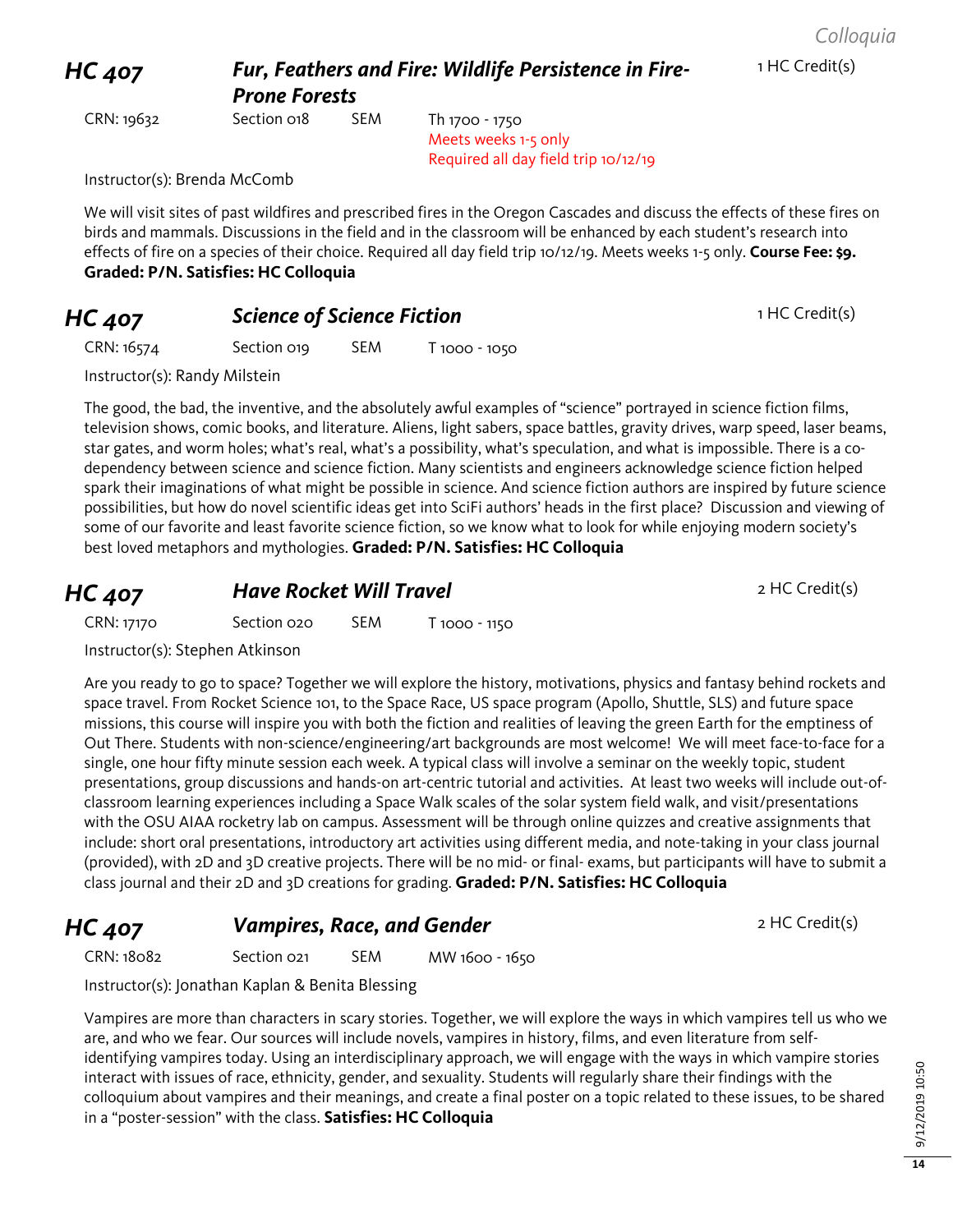## HC 407 — *Fur, Feathers and Fire: Wildlife Persistence in Fire-Prone Forests*

1 HC Credit(s)

CRN: 19632 Section 018 SEM Th 1700 - 1750
Meets weeks 1-5 only
Required all day field trip 10/12/19

Instructor(s): Brenda McComb

We will visit sites of past wildfires and prescribed fires in the Oregon Cascades and discuss the effects of these fires on birds and mammals. Discussions in the field and in the classroom will be enhanced by each student's research into effects of fire on a species of their choice. Required all day field trip 10/12/19. Meets weeks 1-5 only. **Course Fee: $9. Graded: P/N. Satisfies: HC Colloquia**

## HC 407 — *Science of Science Fiction*

1 HC Credit(s)

CRN: 16574 Section 019 SEM T 1000 - 1050

Instructor(s): Randy Milstein

The good, the bad, the inventive, and the absolutely awful examples of "science" portrayed in science fiction films, television shows, comic books, and literature. Aliens, light sabers, space battles, gravity drives, warp speed, laser beams, star gates, and worm holes; what's real, what's a possibility, what's speculation, and what is impossible. There is a co-dependency between science and science fiction. Many scientists and engineers acknowledge science fiction helped spark their imaginations of what might be possible in science. And science fiction authors are inspired by future science possibilities, but how do novel scientific ideas get into SciFi authors' heads in the first place? Discussion and viewing of some of our favorite and least favorite science fiction, so we know what to look for while enjoying modern society's best loved metaphors and mythologies. **Graded: P/N. Satisfies: HC Colloquia**

## HC 407 — *Have Rocket Will Travel*

2 HC Credit(s)

CRN: 17170 Section 020 SEM T 1000 - 1150

Instructor(s): Stephen Atkinson

Are you ready to go to space? Together we will explore the history, motivations, physics and fantasy behind rockets and space travel. From Rocket Science 101, to the Space Race, US space program (Apollo, Shuttle, SLS) and future space missions, this course will inspire you with both the fiction and realities of leaving the green Earth for the emptiness of Out There. Students with non-science/engineering/art backgrounds are most welcome! We will meet face-to-face for a single, one hour fifty minute session each week. A typical class will involve a seminar on the weekly topic, student presentations, group discussions and hands-on art-centric tutorial and activities. At least two weeks will include out-of-classroom learning experiences including a Space Walk scales of the solar system field walk, and visit/presentations with the OSU AIAA rocketry lab on campus. Assessment will be through online quizzes and creative assignments that include: short oral presentations, introductory art activities using different media, and note-taking in your class journal (provided), with 2D and 3D creative projects. There will be no mid- or final- exams, but participants will have to submit a class journal and their 2D and 3D creations for grading. **Graded: P/N. Satisfies: HC Colloquia**

## HC 407 — *Vampires, Race, and Gender*

2 HC Credit(s)

CRN: 18082 Section 021 SEM MW 1600 - 1650

Instructor(s): Jonathan Kaplan & Benita Blessing

Vampires are more than characters in scary stories. Together, we will explore the ways in which vampires tell us who we are, and who we fear. Our sources will include novels, vampires in history, films, and even literature from self-identifying vampires today. Using an interdisciplinary approach, we will engage with the ways in which vampire stories interact with issues of race, ethnicity, gender, and sexuality. Students will regularly share their findings with the colloquium about vampires and their meanings, and create a final poster on a topic related to these issues, to be shared in a "poster-session" with the class. **Satisfies: HC Colloquia**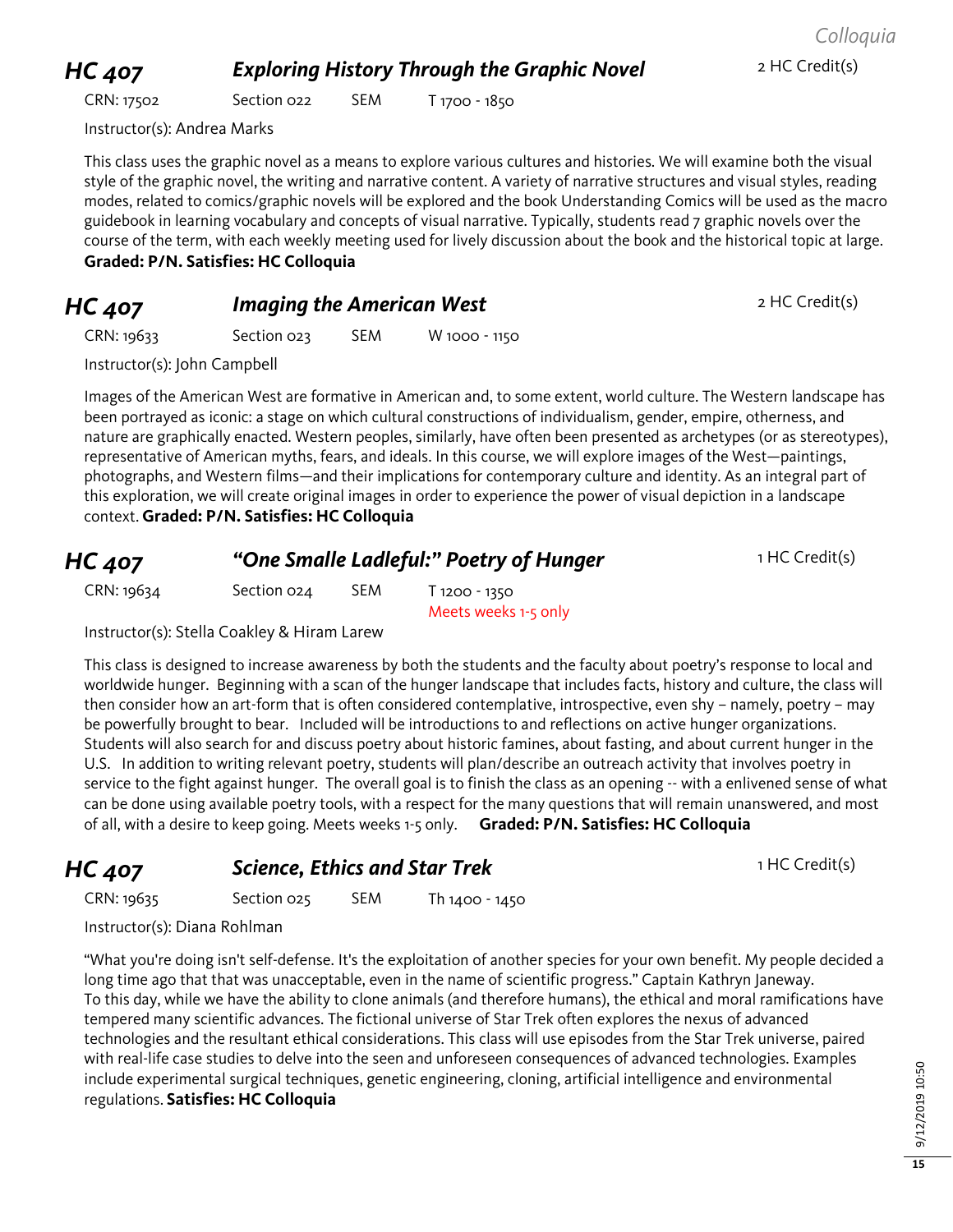## HC 407 *Exploring History Through the Graphic Novel*

2 HC Credit(s)

CRN: 17502 Section 022 SEM T 1700 - 1850

Instructor(s): Andrea Marks

This class uses the graphic novel as a means to explore various cultures and histories. We will examine both the visual style of the graphic novel, the writing and narrative content. A variety of narrative structures and visual styles, reading modes, related to comics/graphic novels will be explored and the book Understanding Comics will be used as the macro guidebook in learning vocabulary and concepts of visual narrative. Typically, students read 7 graphic novels over the course of the term, with each weekly meeting used for lively discussion about the book and the historical topic at large. **Graded: P/N. Satisfies: HC Colloquia**

## HC 407 *Imaging the American West*

2 HC Credit(s)

CRN: 19633 Section 023 SEM W 1000 - 1150

Instructor(s): John Campbell

Images of the American West are formative in American and, to some extent, world culture. The Western landscape has been portrayed as iconic: a stage on which cultural constructions of individualism, gender, empire, otherness, and nature are graphically enacted. Western peoples, similarly, have often been presented as archetypes (or as stereotypes), representative of American myths, fears, and ideals. In this course, we will explore images of the West—paintings, photographs, and Western films—and their implications for contemporary culture and identity. As an integral part of this exploration, we will create original images in order to experience the power of visual depiction in a landscape context. **Graded: P/N. Satisfies: HC Colloquia**

## HC 407 *"One Smalle Ladleful:" Poetry of Hunger*

1 HC Credit(s)

CRN: 19634 Section 024 SEM T 1200 - 1350
Meets weeks 1-5 only

Instructor(s): Stella Coakley & Hiram Larew

This class is designed to increase awareness by both the students and the faculty about poetry's response to local and worldwide hunger. Beginning with a scan of the hunger landscape that includes facts, history and culture, the class will then consider how an art-form that is often considered contemplative, introspective, even shy – namely, poetry – may be powerfully brought to bear. Included will be introductions to and reflections on active hunger organizations. Students will also search for and discuss poetry about historic famines, about fasting, and about current hunger in the U.S. In addition to writing relevant poetry, students will plan/describe an outreach activity that involves poetry in service to the fight against hunger. The overall goal is to finish the class as an opening -- with a enlivened sense of what can be done using available poetry tools, with a respect for the many questions that will remain unanswered, and most of all, with a desire to keep going. Meets weeks 1-5 only. **Graded: P/N. Satisfies: HC Colloquia**

## HC 407 *Science, Ethics and Star Trek*

1 HC Credit(s)

CRN: 19635 Section 025 SEM Th 1400 - 1450

Instructor(s): Diana Rohlman

"What you're doing isn't self-defense. It's the exploitation of another species for your own benefit. My people decided a long time ago that that was unacceptable, even in the name of scientific progress." Captain Kathryn Janeway.
To this day, while we have the ability to clone animals (and therefore humans), the ethical and moral ramifications have tempered many scientific advances. The fictional universe of Star Trek often explores the nexus of advanced technologies and the resultant ethical considerations. This class will use episodes from the Star Trek universe, paired with real-life case studies to delve into the seen and unforeseen consequences of advanced technologies. Examples include experimental surgical techniques, genetic engineering, cloning, artificial intelligence and environmental regulations. **Satisfies: HC Colloquia**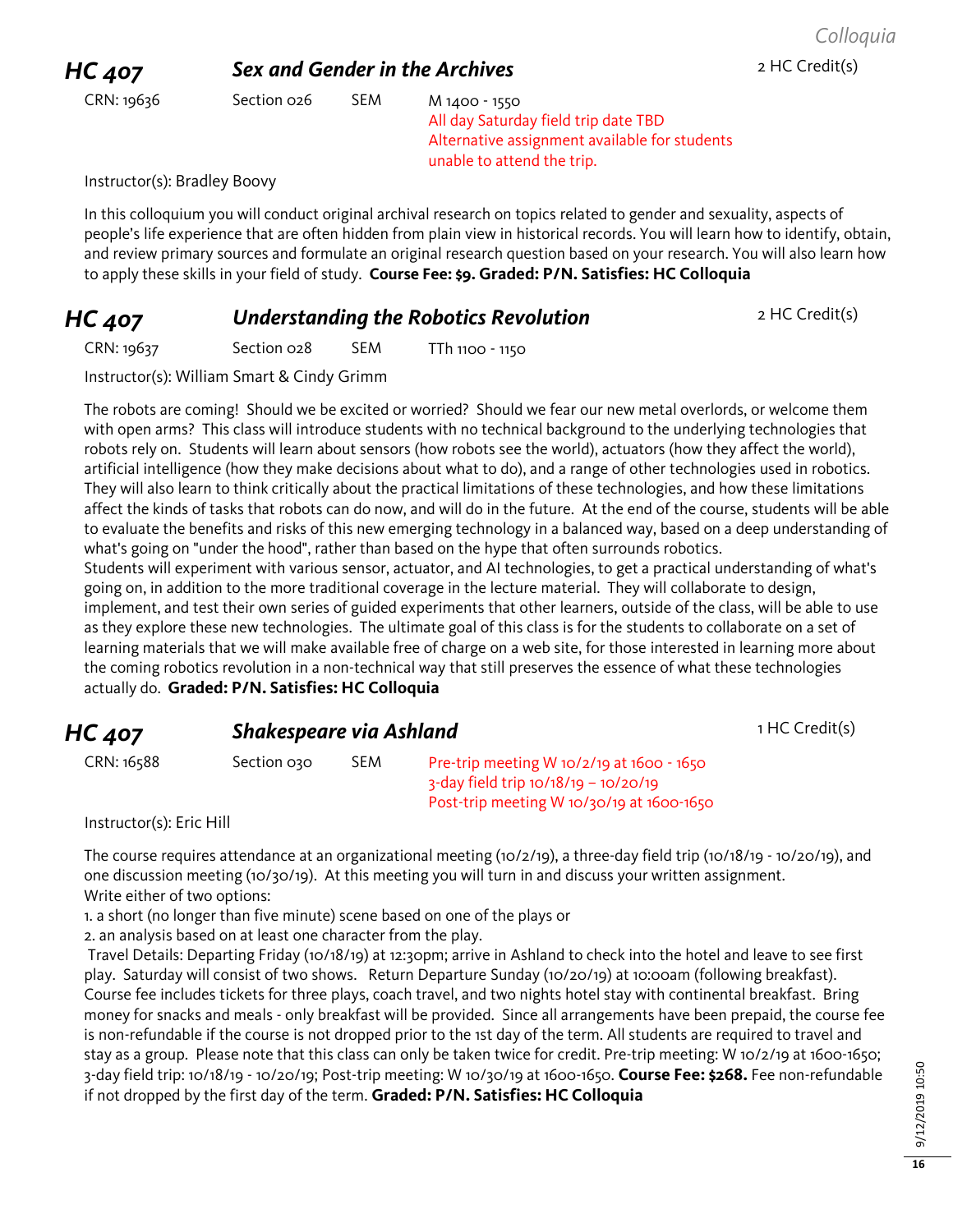*Colloquia*

## *HC 407* *Sex and Gender in the Archives* 2 HC Credit(s)

CRN: 19636 Section 026 SEM M 1400 - 1550
All day Saturday field trip date TBD
Alternative assignment available for students unable to attend the trip.

Instructor(s): Bradley Boovy

In this colloquium you will conduct original archival research on topics related to gender and sexuality, aspects of people's life experience that are often hidden from plain view in historical records. You will learn how to identify, obtain, and review primary sources and formulate an original research question based on your research. You will also learn how to apply these skills in your field of study. **Course Fee: $9. Graded: P/N. Satisfies: HC Colloquia**

## *HC 407* *Understanding the Robotics Revolution* 2 HC Credit(s)

CRN: 19637 Section 028 SEM TTh 1100 - 1150

Instructor(s): William Smart & Cindy Grimm

The robots are coming! Should we be excited or worried? Should we fear our new metal overlords, or welcome them with open arms? This class will introduce students with no technical background to the underlying technologies that robots rely on. Students will learn about sensors (how robots see the world), actuators (how they affect the world), artificial intelligence (how they make decisions about what to do), and a range of other technologies used in robotics. They will also learn to think critically about the practical limitations of these technologies, and how these limitations affect the kinds of tasks that robots can do now, and will do in the future. At the end of the course, students will be able to evaluate the benefits and risks of this new emerging technology in a balanced way, based on a deep understanding of what's going on "under the hood", rather than based on the hype that often surrounds robotics.
Students will experiment with various sensor, actuator, and AI technologies, to get a practical understanding of what's going on, in addition to the more traditional coverage in the lecture material. They will collaborate to design, implement, and test their own series of guided experiments that other learners, outside of the class, will be able to use as they explore these new technologies. The ultimate goal of this class is for the students to collaborate on a set of learning materials that we will make available free of charge on a web site, for those interested in learning more about the coming robotics revolution in a non-technical way that still preserves the essence of what these technologies actually do. **Graded: P/N. Satisfies: HC Colloquia**

## *HC 407* *Shakespeare via Ashland* 1 HC Credit(s)

CRN: 16588 Section 030 SEM Pre-trip meeting W 10/2/19 at 1600 - 1650
3-day field trip 10/18/19 – 10/20/19
Post-trip meeting W 10/30/19 at 1600-1650

Instructor(s): Eric Hill

The course requires attendance at an organizational meeting (10/2/19), a three-day field trip (10/18/19 - 10/20/19), and one discussion meeting (10/30/19). At this meeting you will turn in and discuss your written assignment.
Write either of two options:
1. a short (no longer than five minute) scene based on one of the plays or
2. an analysis based on at least one character from the play.
Travel Details: Departing Friday (10/18/19) at 12:30pm; arrive in Ashland to check into the hotel and leave to see first play. Saturday will consist of two shows. Return Departure Sunday (10/20/19) at 10:00am (following breakfast). Course fee includes tickets for three plays, coach travel, and two nights hotel stay with continental breakfast. Bring money for snacks and meals - only breakfast will be provided. Since all arrangements have been prepaid, the course fee is non-refundable if the course is not dropped prior to the 1st day of the term. All students are required to travel and stay as a group. Please note that this class can only be taken twice for credit. Pre-trip meeting: W 10/2/19 at 1600-1650; 3-day field trip: 10/18/19 - 10/20/19; Post-trip meeting: W 10/30/19 at 1600-1650. **Course Fee: $268.** Fee non-refundable if not dropped by the first day of the term. **Graded: P/N. Satisfies: HC Colloquia**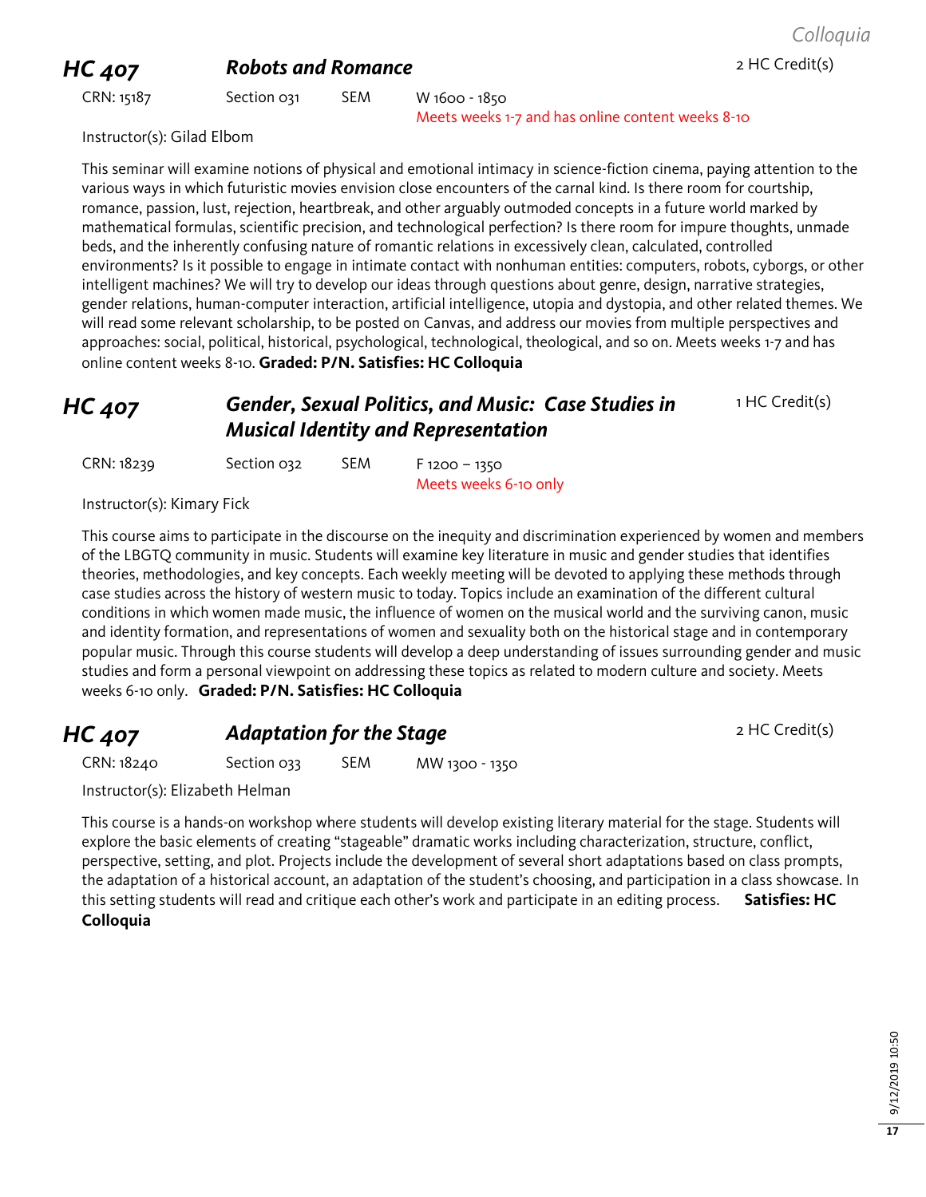## HC 407 — *Robots and Romance*

2 HC Credit(s)

CRN: 15187 | Section 031 | SEM | W 1600 - 1850
Meets weeks 1-7 and has online content weeks 8-10

Instructor(s): Gilad Elbom

This seminar will examine notions of physical and emotional intimacy in science-fiction cinema, paying attention to the various ways in which futuristic movies envision close encounters of the carnal kind. Is there room for courtship, romance, passion, lust, rejection, heartbreak, and other arguably outmoded concepts in a future world marked by mathematical formulas, scientific precision, and technological perfection? Is there room for impure thoughts, unmade beds, and the inherently confusing nature of romantic relations in excessively clean, calculated, controlled environments? Is it possible to engage in intimate contact with nonhuman entities: computers, robots, cyborgs, or other intelligent machines? We will try to develop our ideas through questions about genre, design, narrative strategies, gender relations, human-computer interaction, artificial intelligence, utopia and dystopia, and other related themes. We will read some relevant scholarship, to be posted on Canvas, and address our movies from multiple perspectives and approaches: social, political, historical, psychological, technological, theological, and so on. Meets weeks 1-7 and has online content weeks 8-10. **Graded: P/N. Satisfies: HC Colloquia**

## HC 407 — *Gender, Sexual Politics, and Music: Case Studies in Musical Identity and Representation*

1 HC Credit(s)

CRN: 18239 | Section 032 | SEM | F 1200 – 1350
Meets weeks 6-10 only

Instructor(s): Kimary Fick

This course aims to participate in the discourse on the inequity and discrimination experienced by women and members of the LBGTQ community in music. Students will examine key literature in music and gender studies that identifies theories, methodologies, and key concepts. Each weekly meeting will be devoted to applying these methods through case studies across the history of western music to today. Topics include an examination of the different cultural conditions in which women made music, the influence of women on the musical world and the surviving canon, music and identity formation, and representations of women and sexuality both on the historical stage and in contemporary popular music. Through this course students will develop a deep understanding of issues surrounding gender and music studies and form a personal viewpoint on addressing these topics as related to modern culture and society. Meets weeks 6-10 only. **Graded: P/N. Satisfies: HC Colloquia**

## HC 407 — *Adaptation for the Stage*

2 HC Credit(s)

CRN: 18240 | Section 033 | SEM | MW 1300 - 1350

Instructor(s): Elizabeth Helman

This course is a hands-on workshop where students will develop existing literary material for the stage. Students will explore the basic elements of creating "stageable" dramatic works including characterization, structure, conflict, perspective, setting, and plot. Projects include the development of several short adaptations based on class prompts, the adaptation of a historical account, an adaptation of the student's choosing, and participation in a class showcase. In this setting students will read and critique each other's work and participate in an editing process. **Satisfies: HC Colloquia**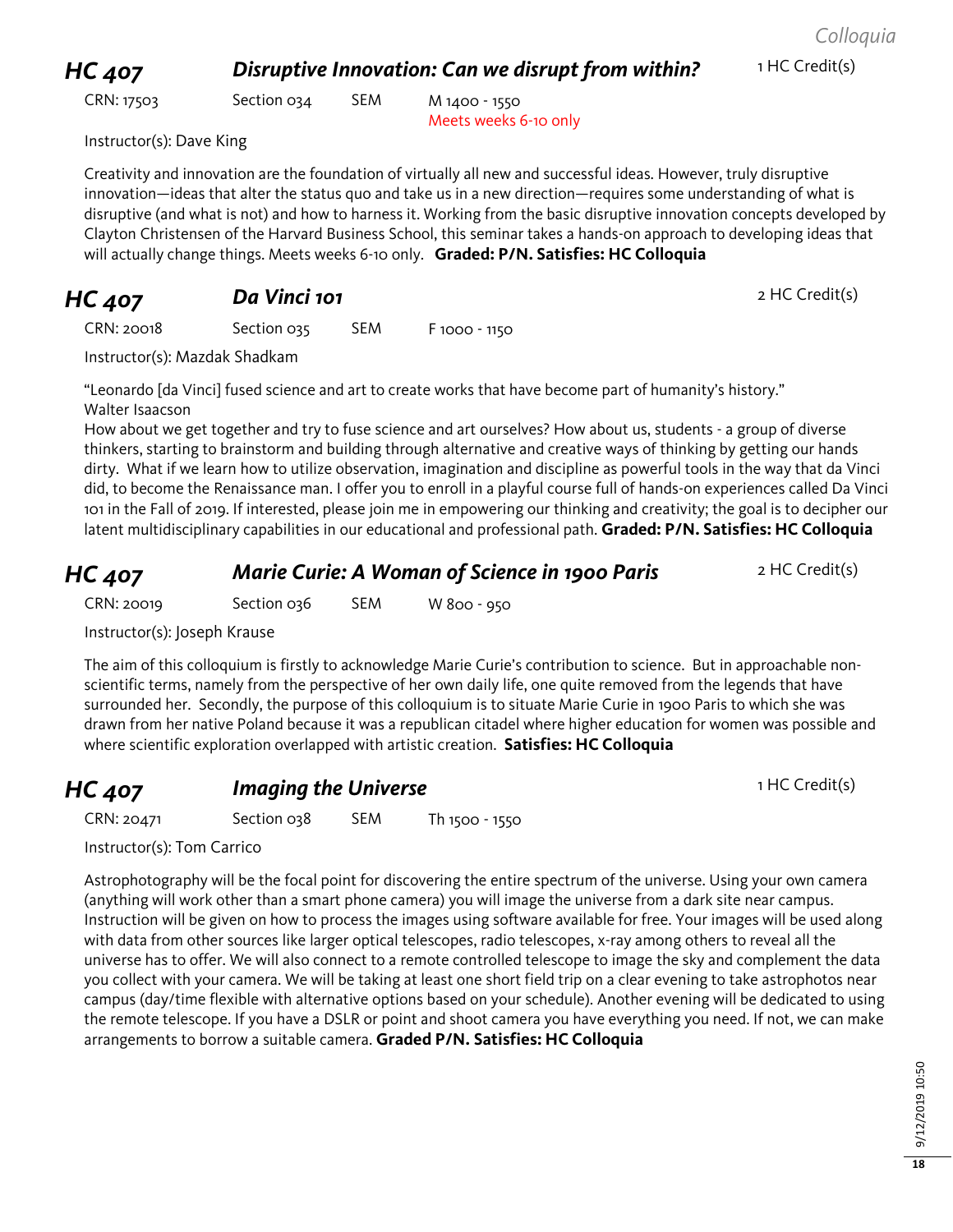## HC 407 — *Disruptive Innovation: Can we disrupt from within?* — 1 HC Credit(s)

CRN: 17503 | Section 034 | SEM | M 1400 - 1550
Meets weeks 6-10 only

Instructor(s): Dave King

Creativity and innovation are the foundation of virtually all new and successful ideas. However, truly disruptive innovation—ideas that alter the status quo and take us in a new direction—requires some understanding of what is disruptive (and what is not) and how to harness it. Working from the basic disruptive innovation concepts developed by Clayton Christensen of the Harvard Business School, this seminar takes a hands-on approach to developing ideas that will actually change things. Meets weeks 6-10 only. **Graded: P/N. Satisfies: HC Colloquia**

## HC 407 — *Da Vinci 101* — 2 HC Credit(s)

CRN: 20018 | Section 035 | SEM | F 1000 - 1150

Instructor(s): Mazdak Shadkam

"Leonardo [da Vinci] fused science and art to create works that have become part of humanity's history."
Walter Isaacson
How about we get together and try to fuse science and art ourselves? How about us, students - a group of diverse thinkers, starting to brainstorm and building through alternative and creative ways of thinking by getting our hands dirty. What if we learn how to utilize observation, imagination and discipline as powerful tools in the way that da Vinci did, to become the Renaissance man. I offer you to enroll in a playful course full of hands-on experiences called Da Vinci 101 in the Fall of 2019. If interested, please join me in empowering our thinking and creativity; the goal is to decipher our latent multidisciplinary capabilities in our educational and professional path. **Graded: P/N. Satisfies: HC Colloquia**

## HC 407 — *Marie Curie: A Woman of Science in 1900 Paris* — 2 HC Credit(s)

CRN: 20019 | Section 036 | SEM | W 800 - 950

Instructor(s): Joseph Krause

The aim of this colloquium is firstly to acknowledge Marie Curie's contribution to science. But in approachable non-scientific terms, namely from the perspective of her own daily life, one quite removed from the legends that have surrounded her. Secondly, the purpose of this colloquium is to situate Marie Curie in 1900 Paris to which she was drawn from her native Poland because it was a republican citadel where higher education for women was possible and where scientific exploration overlapped with artistic creation. **Satisfies: HC Colloquia**

## HC 407 — *Imaging the Universe* — 1 HC Credit(s)

CRN: 20471 | Section 038 | SEM | Th 1500 - 1550

Instructor(s): Tom Carrico

Astrophotography will be the focal point for discovering the entire spectrum of the universe. Using your own camera (anything will work other than a smart phone camera) you will image the universe from a dark site near campus. Instruction will be given on how to process the images using software available for free. Your images will be used along with data from other sources like larger optical telescopes, radio telescopes, x-ray among others to reveal all the universe has to offer. We will also connect to a remote controlled telescope to image the sky and complement the data you collect with your camera. We will be taking at least one short field trip on a clear evening to take astrophotos near campus (day/time flexible with alternative options based on your schedule). Another evening will be dedicated to using the remote telescope. If you have a DSLR or point and shoot camera you have everything you need. If not, we can make arrangements to borrow a suitable camera. **Graded P/N. Satisfies: HC Colloquia**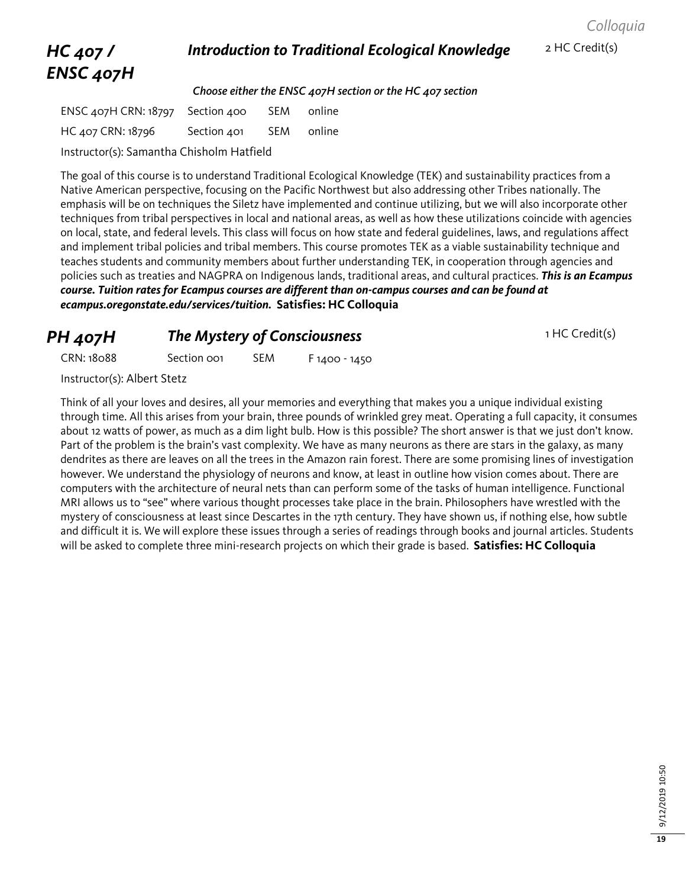## HC 407 / ENSC 407H — *Introduction to Traditional Ecological Knowledge*

2 HC Credit(s)

***Choose either the ENSC 407H section or the HC 407 section***

| | | | |
|---|---|---|---|
| ENSC 407H CRN: 18797 | Section 400 | SEM | online |
| HC 407 CRN: 18796 | Section 401 | SEM | online |

Instructor(s): Samantha Chisholm Hatfield

The goal of this course is to understand Traditional Ecological Knowledge (TEK) and sustainability practices from a Native American perspective, focusing on the Pacific Northwest but also addressing other Tribes nationally. The emphasis will be on techniques the Siletz have implemented and continue utilizing, but we will also incorporate other techniques from tribal perspectives in local and national areas, as well as how these utilizations coincide with agencies on local, state, and federal levels. This class will focus on how state and federal guidelines, laws, and regulations affect and implement tribal policies and tribal members. This course promotes TEK as a viable sustainability technique and teaches students and community members about further understanding TEK, in cooperation through agencies and policies such as treaties and NAGPRA on Indigenous lands, traditional areas, and cultural practices. ***This is an Ecampus course. Tuition rates for Ecampus courses are different than on-campus courses and can be found at ecampus.oregonstate.edu/services/tuition.*** **Satisfies: HC Colloquia**

## PH 407H — *The Mystery of Consciousness*

1 HC Credit(s)

| | | | |
|---|---|---|---|
| CRN: 18088 | Section 001 | SEM | F 1400 - 1450 |

Instructor(s): Albert Stetz

Think of all your loves and desires, all your memories and everything that makes you a unique individual existing through time. All this arises from your brain, three pounds of wrinkled grey meat. Operating a full capacity, it consumes about 12 watts of power, as much as a dim light bulb. How is this possible? The short answer is that we just don't know. Part of the problem is the brain's vast complexity. We have as many neurons as there are stars in the galaxy, as many dendrites as there are leaves on all the trees in the Amazon rain forest. There are some promising lines of investigation however. We understand the physiology of neurons and know, at least in outline how vision comes about. There are computers with the architecture of neural nets than can perform some of the tasks of human intelligence. Functional MRI allows us to "see" where various thought processes take place in the brain. Philosophers have wrestled with the mystery of consciousness at least since Descartes in the 17th century. They have shown us, if nothing else, how subtle and difficult it is. We will explore these issues through a series of readings through books and journal articles. Students will be asked to complete three mini-research projects on which their grade is based. **Satisfies: HC Colloquia**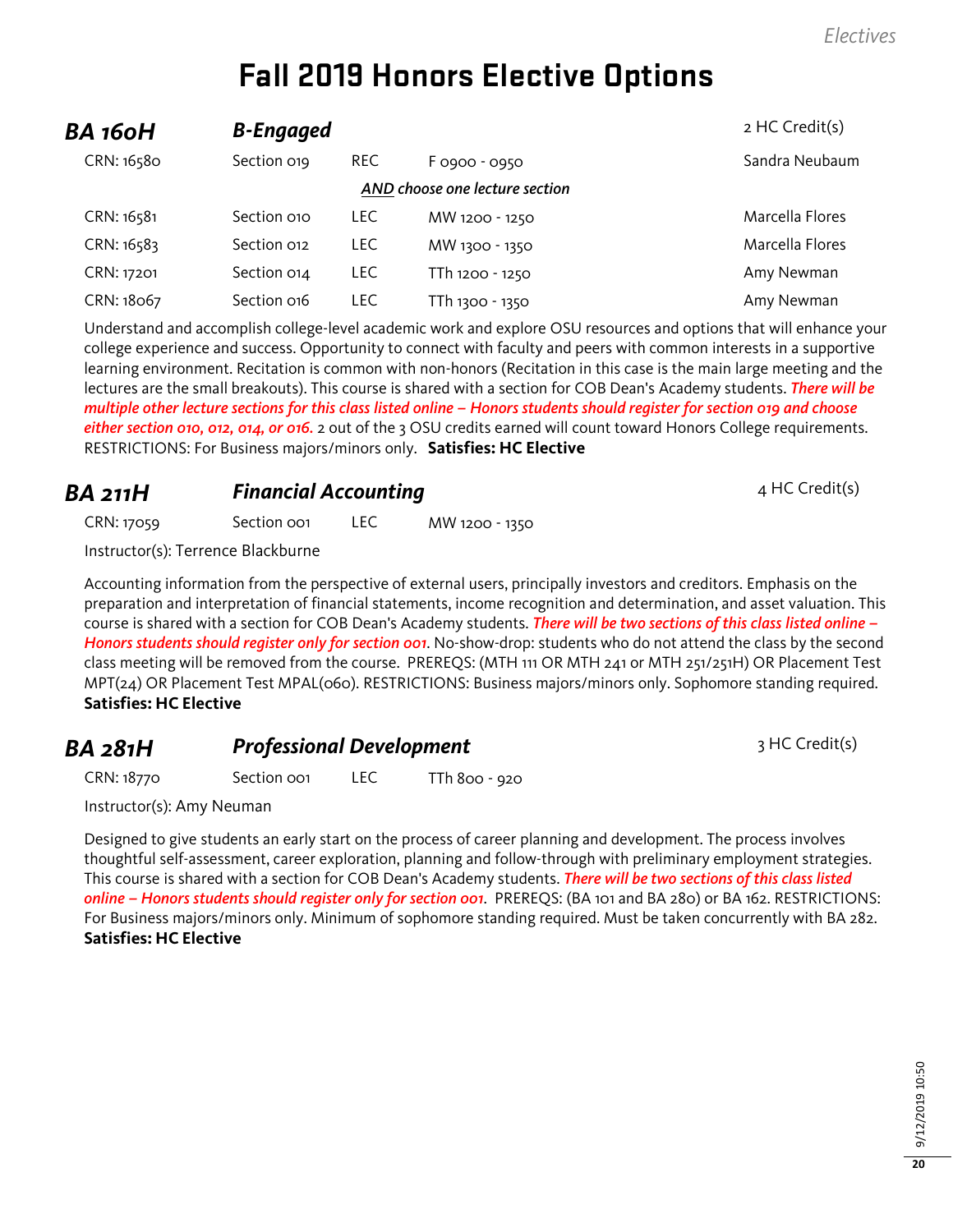# Fall 2019 Honors Elective Options

## BA 160H — *B-Engaged* — 2 HC Credit(s)

| CRN | Section | Type | Time | Instructor |
|---|---|---|---|---|
| CRN: 16580 | Section 019 | REC | F 0900 - 0950 | Sandra Neubaum |
| | | | ***AND** choose one lecture section* | |
| CRN: 16581 | Section 010 | LEC | MW 1200 - 1250 | Marcella Flores |
| CRN: 16583 | Section 012 | LEC | MW 1300 - 1350 | Marcella Flores |
| CRN: 17201 | Section 014 | LEC | TTh 1200 - 1250 | Amy Newman |
| CRN: 18067 | Section 016 | LEC | TTh 1300 - 1350 | Amy Newman |

Understand and accomplish college-level academic work and explore OSU resources and options that will enhance your college experience and success. Opportunity to connect with faculty and peers with common interests in a supportive learning environment. Recitation is common with non-honors (Recitation in this case is the main large meeting and the lectures are the small breakouts). This course is shared with a section for COB Dean's Academy students. ***There will be multiple other lecture sections for this class listed online – Honors students should register for section 019 and choose either section 010, 012, 014, or 016.*** 2 out of the 3 OSU credits earned will count toward Honors College requirements. RESTRICTIONS: For Business majors/minors only. **Satisfies: HC Elective**

## BA 211H — *Financial Accounting* — 4 HC Credit(s)

CRN: 17059 | Section 001 | LEC | MW 1200 - 1350

Instructor(s): Terrence Blackburne

Accounting information from the perspective of external users, principally investors and creditors. Emphasis on the preparation and interpretation of financial statements, income recognition and determination, and asset valuation. This course is shared with a section for COB Dean's Academy students. ***There will be two sections of this class listed online – Honors students should register only for section 001***. No-show-drop: students who do not attend the class by the second class meeting will be removed from the course. PREREQS: (MTH 111 OR MTH 241 or MTH 251/251H) OR Placement Test MPT(24) OR Placement Test MPAL(060). RESTRICTIONS: Business majors/minors only. Sophomore standing required.
**Satisfies: HC Elective**

## BA 281H — *Professional Development* — 3 HC Credit(s)

CRN: 18770 | Section 001 | LEC | TTh 800 - 920

Instructor(s): Amy Neuman

Designed to give students an early start on the process of career planning and development. The process involves thoughtful self-assessment, career exploration, planning and follow-through with preliminary employment strategies. This course is shared with a section for COB Dean's Academy students. ***There will be two sections of this class listed online – Honors students should register only for section 001***. PREREQS: (BA 101 and BA 280) or BA 162. RESTRICTIONS: For Business majors/minors only. Minimum of sophomore standing required. Must be taken concurrently with BA 282.
**Satisfies: HC Elective**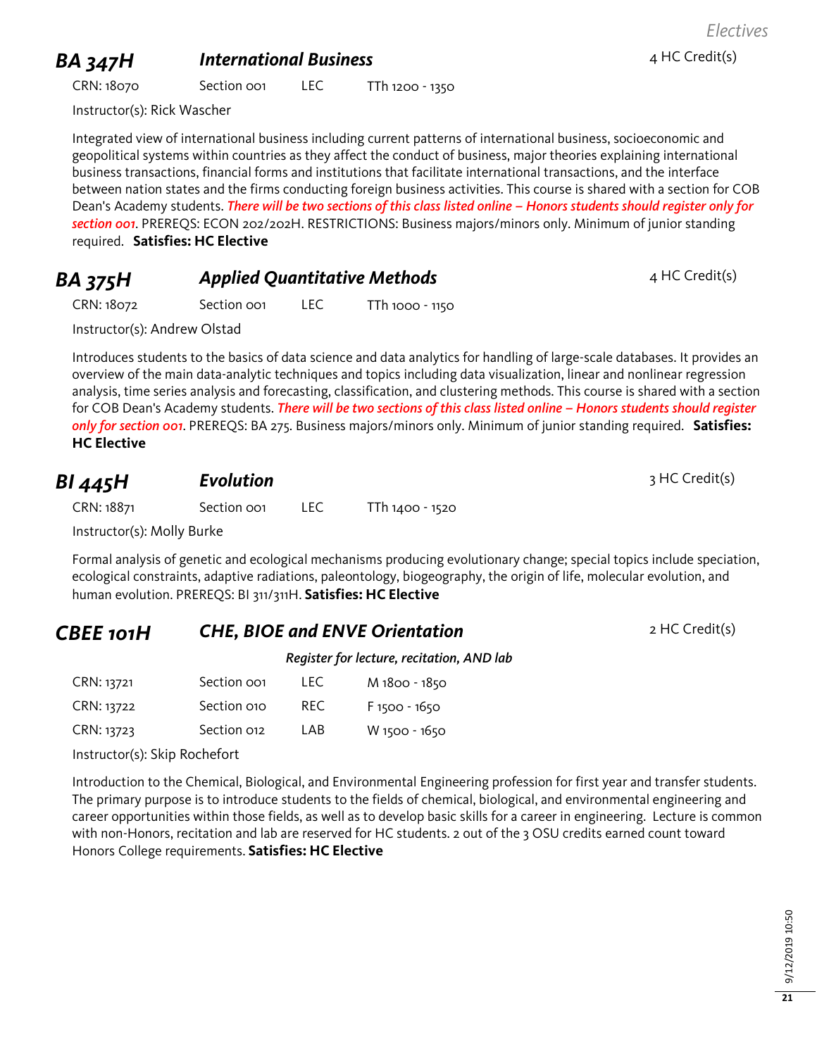## BA 347H International Business

4 HC Credit(s)

CRN: 18070 Section 001 LEC TTh 1200 - 1350

Instructor(s): Rick Wascher

Integrated view of international business including current patterns of international business, socioeconomic and geopolitical systems within countries as they affect the conduct of business, major theories explaining international business transactions, financial forms and institutions that facilitate international transactions, and the interface between nation states and the firms conducting foreign business activities. This course is shared with a section for COB Dean's Academy students. ***There will be two sections of this class listed online – Honors students should register only for section 001***. PREREQS: ECON 202/202H. RESTRICTIONS: Business majors/minors only. Minimum of junior standing required. **Satisfies: HC Elective**

## BA 375H Applied Quantitative Methods

4 HC Credit(s)

CRN: 18072 Section 001 LEC TTh 1000 - 1150

Instructor(s): Andrew Olstad

Introduces students to the basics of data science and data analytics for handling of large-scale databases. It provides an overview of the main data-analytic techniques and topics including data visualization, linear and nonlinear regression analysis, time series analysis and forecasting, classification, and clustering methods. This course is shared with a section for COB Dean's Academy students. ***There will be two sections of this class listed online – Honors students should register only for section 001***. PREREQS: BA 275. Business majors/minors only. Minimum of junior standing required. **Satisfies: HC Elective**

## BI 445H Evolution

3 HC Credit(s)

CRN: 18871 Section 001 LEC TTh 1400 - 1520

Instructor(s): Molly Burke

Formal analysis of genetic and ecological mechanisms producing evolutionary change; special topics include speciation, ecological constraints, adaptive radiations, paleontology, biogeography, the origin of life, molecular evolution, and human evolution. PREREQS: BI 311/311H. **Satisfies: HC Elective**

## CBEE 101H CHE, BIOE and ENVE Orientation

2 HC Credit(s)

***Register for lecture, recitation, AND lab***

| CRN | Section | Type | Time |
|---|---|---|---|
| CRN: 13721 | Section 001 | LEC | M 1800 - 1850 |
| CRN: 13722 | Section 010 | REC | F 1500 - 1650 |
| CRN: 13723 | Section 012 | LAB | W 1500 - 1650 |

Instructor(s): Skip Rochefort

Introduction to the Chemical, Biological, and Environmental Engineering profession for first year and transfer students. The primary purpose is to introduce students to the fields of chemical, biological, and environmental engineering and career opportunities within those fields, as well as to develop basic skills for a career in engineering. Lecture is common with non-Honors, recitation and lab are reserved for HC students. 2 out of the 3 OSU credits earned count toward Honors College requirements. **Satisfies: HC Elective**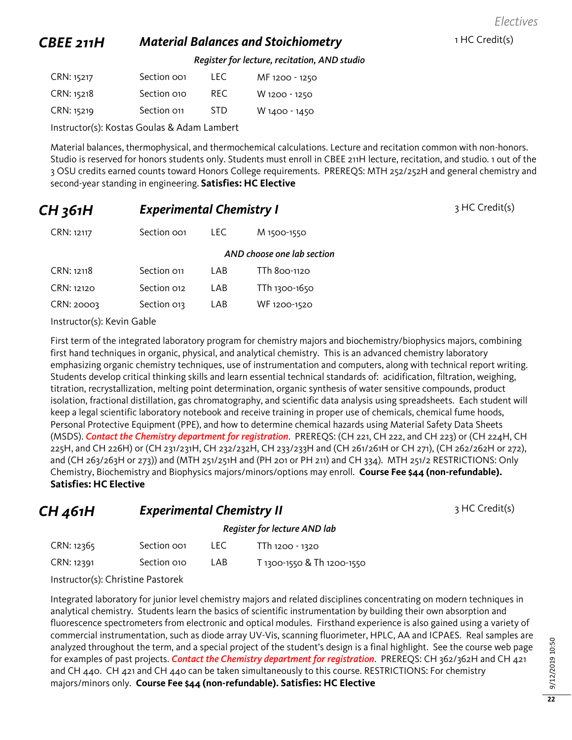*Electives*

## *CBEE 211H* — *Material Balances and Stoichiometry*

1 HC Credit(s)

***Register for lecture, recitation, AND studio***

| CRN | Section | Type | Time |
|---|---|---|---|
| CRN: 15217 | Section 001 | LEC | MF 1200 - 1250 |
| CRN: 15218 | Section 010 | REC | W 1200 - 1250 |
| CRN: 15219 | Section 011 | STD | W 1400 - 1450 |

Instructor(s): Kostas Goulas & Adam Lambert

Material balances, thermophysical, and thermochemical calculations. Lecture and recitation common with non-honors. Studio is reserved for honors students only. Students must enroll in CBEE 211H lecture, recitation, and studio. 1 out of the 3 OSU credits earned counts toward Honors College requirements. PREREQS: MTH 252/252H and general chemistry and second-year standing in engineering. **Satisfies: HC Elective**

## *CH 361H* — *Experimental Chemistry I*

3 HC Credit(s)

| CRN | Section | Type | Time |
|---|---|---|---|
| CRN: 12117 | Section 001 | LEC | M 1500-1550 |
| ***AND choose one lab section*** | | | |
| CRN: 12118 | Section 011 | LAB | TTh 800-1120 |
| CRN: 12120 | Section 012 | LAB | TTh 1300-1650 |
| CRN: 20003 | Section 013 | LAB | WF 1200-1520 |

Instructor(s): Kevin Gable

First term of the integrated laboratory program for chemistry majors and biochemistry/biophysics majors, combining first hand techniques in organic, physical, and analytical chemistry. This is an advanced chemistry laboratory emphasizing organic chemistry techniques, use of instrumentation and computers, along with technical report writing. Students develop critical thinking skills and learn essential technical standards of: acidification, filtration, weighing, titration, recrystallization, melting point determination, organic synthesis of water sensitive compounds, product isolation, fractional distillation, gas chromatography, and scientific data analysis using spreadsheets. Each student will keep a legal scientific laboratory notebook and receive training in proper use of chemicals, chemical fume hoods, Personal Protective Equipment (PPE), and how to determine chemical hazards using Material Safety Data Sheets (MSDS). ***Contact the Chemistry department for registration***. PREREQS: (CH 221, CH 222, and CH 223) or (CH 224H, CH 225H, and CH 226H) or (CH 231/231H, CH 232/232H, CH 233/233H and (CH 261/261H or CH 271), (CH 262/262H or 272), and (CH 263/263H or 273)) and (MTH 251/251H and (PH 201 or PH 211) and CH 334). MTH 251/2 RESTRICTIONS: Only Chemistry, Biochemistry and Biophysics majors/minors/options may enroll. **Course Fee $44 (non-refundable). Satisfies: HC Elective**

## *CH 461H* — *Experimental Chemistry II*

3 HC Credit(s)

***Register for lecture AND lab***

| CRN | Section | Type | Time |
|---|---|---|---|
| CRN: 12365 | Section 001 | LEC | TTh 1200 - 1320 |
| CRN: 12391 | Section 010 | LAB | T 1300-1550 & Th 1200-1550 |

Instructor(s): Christine Pastorek

Integrated laboratory for junior level chemistry majors and related disciplines concentrating on modern techniques in analytical chemistry. Students learn the basics of scientific instrumentation by building their own absorption and fluorescence spectrometers from electronic and optical modules. Firsthand experience is also gained using a variety of commercial instrumentation, such as diode array UV-Vis, scanning fluorimeter, HPLC, AA and ICPAES. Real samples are analyzed throughout the term, and a special project of the student's design is a final highlight. See the course web page for examples of past projects. ***Contact the Chemistry department for registration***. PREREQS: CH 362/362H and CH 421 and CH 440. CH 421 and CH 440 can be taken simultaneously to this course. RESTRICTIONS: For chemistry majors/minors only. **Course Fee $44 (non-refundable). Satisfies: HC Elective**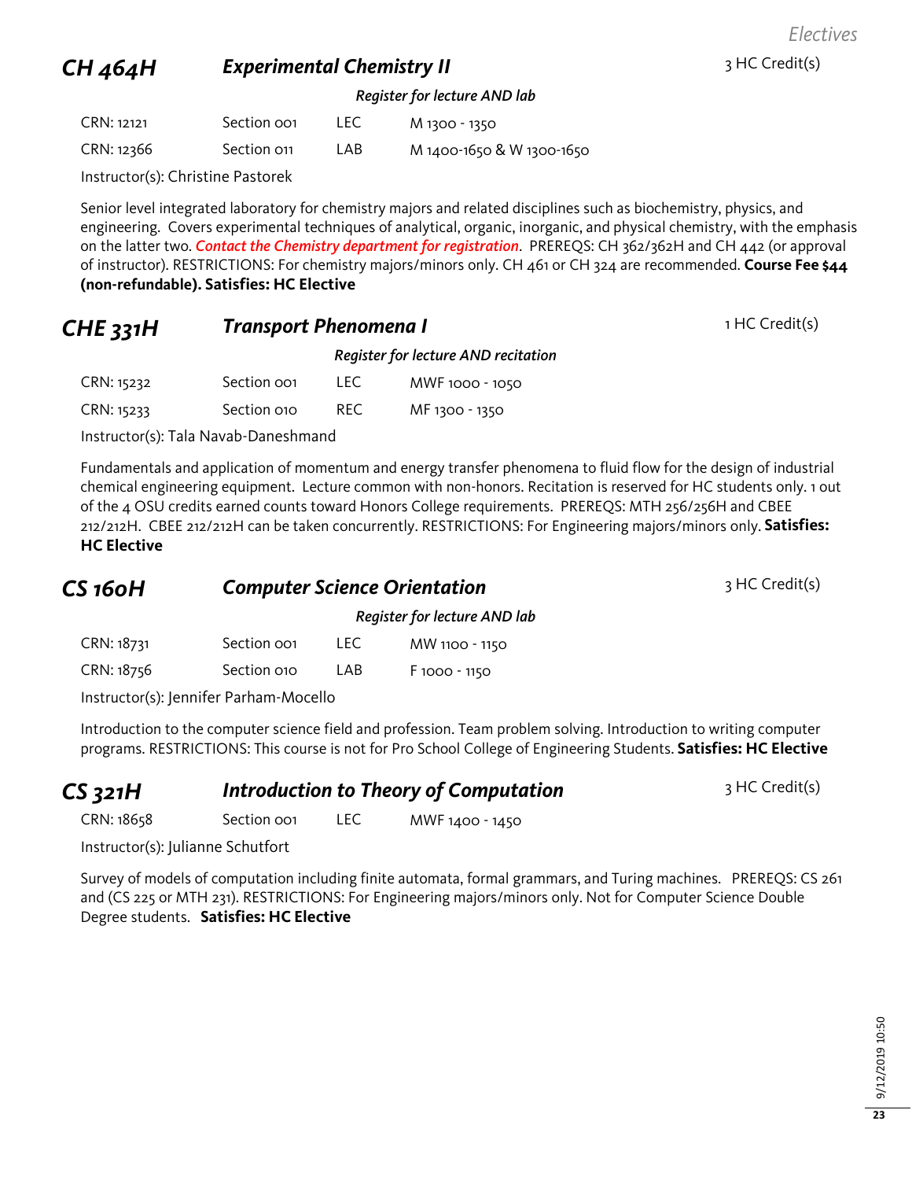## CH 464H — *Experimental Chemistry II* — 3 HC Credit(s)

*Register for lecture AND lab*

| CRN | Section | Type | Time |
|---|---|---|---|
| CRN: 12121 | Section 001 | LEC | M 1300 - 1350 |
| CRN: 12366 | Section 011 | LAB | M 1400-1650 & W 1300-1650 |

Instructor(s): Christine Pastorek

Senior level integrated laboratory for chemistry majors and related disciplines such as biochemistry, physics, and engineering. Covers experimental techniques of analytical, organic, inorganic, and physical chemistry, with the emphasis on the latter two. ***Contact the Chemistry department for registration***. PREREQS: CH 362/362H and CH 442 (or approval of instructor). RESTRICTIONS: For chemistry majors/minors only. CH 461 or CH 324 are recommended. **Course Fee $44 (non-refundable). Satisfies: HC Elective**

## CHE 331H — *Transport Phenomena I* — 1 HC Credit(s)

*Register for lecture AND recitation*

| CRN | Section | Type | Time |
|---|---|---|---|
| CRN: 15232 | Section 001 | LEC | MWF 1000 - 1050 |
| CRN: 15233 | Section 010 | REC | MF 1300 - 1350 |

Instructor(s): Tala Navab-Daneshmand

Fundamentals and application of momentum and energy transfer phenomena to fluid flow for the design of industrial chemical engineering equipment. Lecture common with non-honors. Recitation is reserved for HC students only. 1 out of the 4 OSU credits earned counts toward Honors College requirements. PREREQS: MTH 256/256H and CBEE 212/212H. CBEE 212/212H can be taken concurrently. RESTRICTIONS: For Engineering majors/minors only. **Satisfies: HC Elective**

## CS 160H — *Computer Science Orientation* — 3 HC Credit(s)

*Register for lecture AND lab*

| CRN | Section | Type | Time |
|---|---|---|---|
| CRN: 18731 | Section 001 | LEC | MW 1100 - 1150 |
| CRN: 18756 | Section 010 | LAB | F 1000 - 1150 |

Instructor(s): Jennifer Parham-Mocello

Introduction to the computer science field and profession. Team problem solving. Introduction to writing computer programs. RESTRICTIONS: This course is not for Pro School College of Engineering Students. **Satisfies: HC Elective**

## CS 321H — *Introduction to Theory of Computation* — 3 HC Credit(s)

| CRN | Section | Type | Time |
|---|---|---|---|
| CRN: 18658 | Section 001 | LEC | MWF 1400 - 1450 |

Instructor(s): Julianne Schutfort

Survey of models of computation including finite automata, formal grammars, and Turing machines. PREREQS: CS 261 and (CS 225 or MTH 231). RESTRICTIONS: For Engineering majors/minors only. Not for Computer Science Double Degree students. **Satisfies: HC Elective**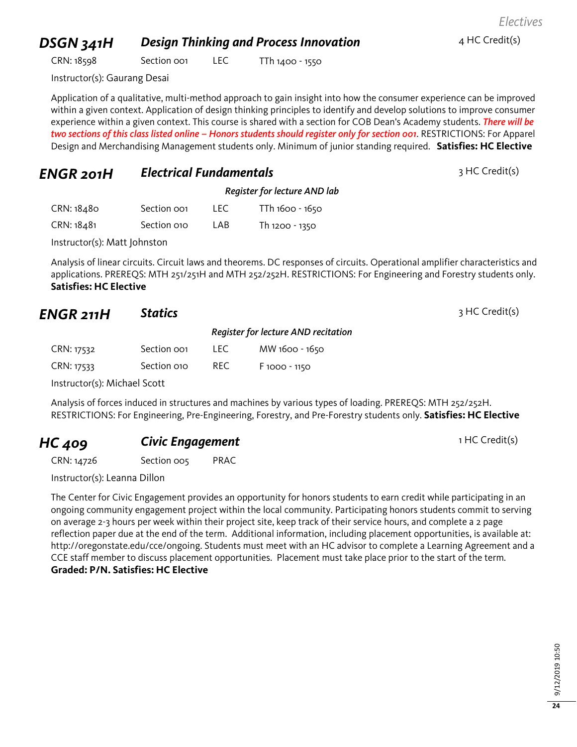## Electives

### DSGN 341H — *Design Thinking and Process Innovation* — 4 HC Credit(s)

CRN: 18598 Section 001 LEC TTh 1400 - 1550

Instructor(s): Gaurang Desai

Application of a qualitative, multi-method approach to gain insight into how the consumer experience can be improved within a given context. Application of design thinking principles to identify and develop solutions to improve consumer experience within a given context. This course is shared with a section for COB Dean's Academy students. ***There will be two sections of this class listed online – Honors students should register only for section 001***. RESTRICTIONS: For Apparel Design and Merchandising Management students only. Minimum of junior standing required. **Satisfies: HC Elective**

### ENGR 201H — *Electrical Fundamentals* — 3 HC Credit(s)

*Register for lecture AND lab*

| CRN | Section | Type | Time |
|---|---|---|---|
| CRN: 18480 | Section 001 | LEC | TTh 1600 - 1650 |
| CRN: 18481 | Section 010 | LAB | Th 1200 - 1350 |

Instructor(s): Matt Johnston

Analysis of linear circuits. Circuit laws and theorems. DC responses of circuits. Operational amplifier characteristics and applications. PREREQS: MTH 251/251H and MTH 252/252H. RESTRICTIONS: For Engineering and Forestry students only. **Satisfies: HC Elective**

### ENGR 211H — *Statics* — 3 HC Credit(s)

*Register for lecture AND recitation*

| CRN | Section | Type | Time |
|---|---|---|---|
| CRN: 17532 | Section 001 | LEC | MW 1600 - 1650 |
| CRN: 17533 | Section 010 | REC | F 1000 - 1150 |

Instructor(s): Michael Scott

Analysis of forces induced in structures and machines by various types of loading. PREREQS: MTH 252/252H. RESTRICTIONS: For Engineering, Pre-Engineering, Forestry, and Pre-Forestry students only. **Satisfies: HC Elective**

### HC 409 — *Civic Engagement* — 1 HC Credit(s)

CRN: 14726 Section 005 PRAC

Instructor(s): Leanna Dillon

The Center for Civic Engagement provides an opportunity for honors students to earn credit while participating in an ongoing community engagement project within the local community. Participating honors students commit to serving on average 2-3 hours per week within their project site, keep track of their service hours, and complete a 2 page reflection paper due at the end of the term. Additional information, including placement opportunities, is available at: http://oregonstate.edu/cce/ongoing. Students must meet with an HC advisor to complete a Learning Agreement and a CCE staff member to discuss placement opportunities. Placement must take place prior to the start of the term.
**Graded: P/N. Satisfies: HC Elective**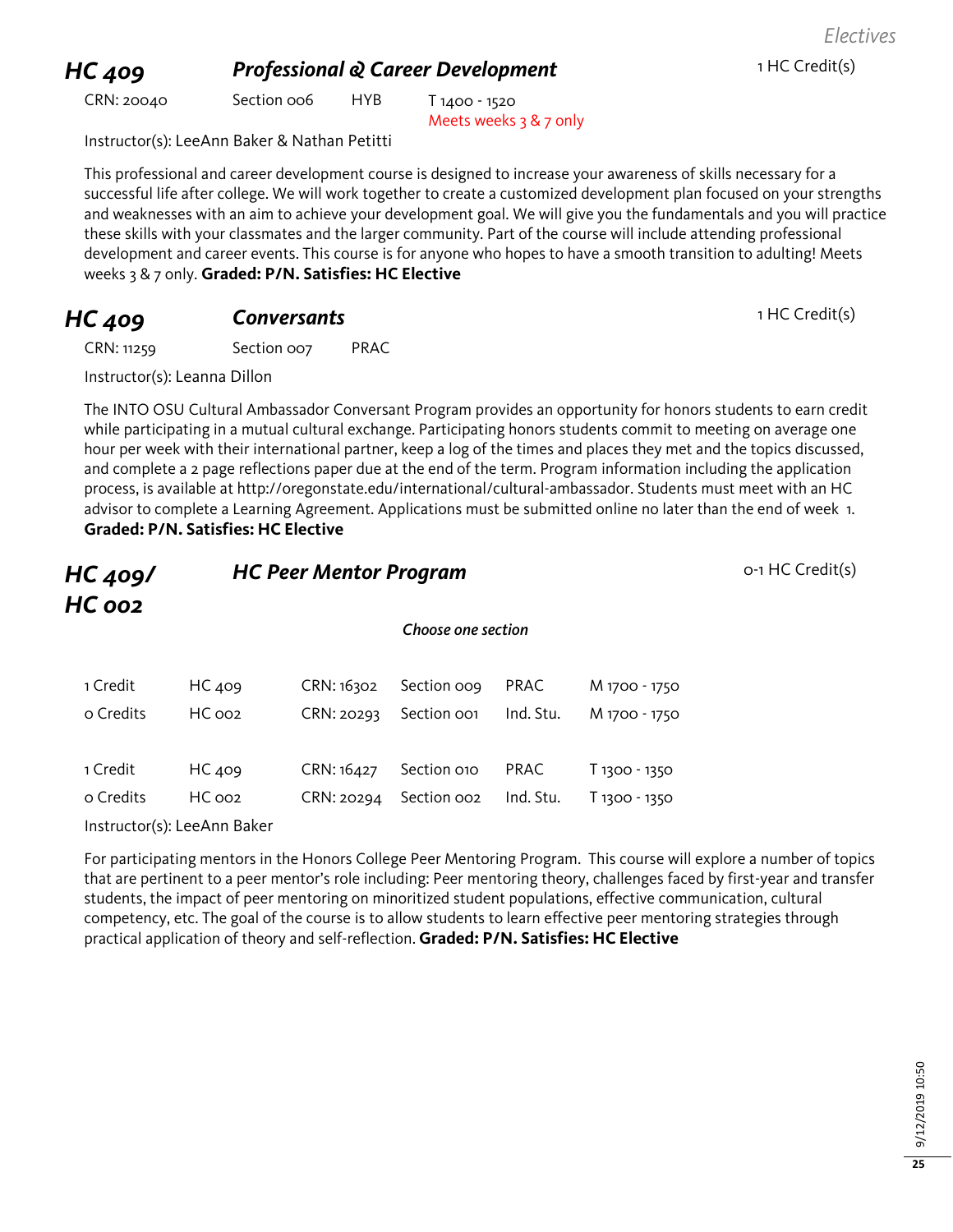*Electives*

## HC 409 — *Professional & Career Development*

1 HC Credit(s)

CRN: 20040 | Section 006 | HYB | T 1400 - 1520
Meets weeks 3 & 7 only

Instructor(s): LeeAnn Baker & Nathan Petitti

This professional and career development course is designed to increase your awareness of skills necessary for a successful life after college. We will work together to create a customized development plan focused on your strengths and weaknesses with an aim to achieve your development goal. We will give you the fundamentals and you will practice these skills with your classmates and the larger community. Part of the course will include attending professional development and career events. This course is for anyone who hopes to have a smooth transition to adulting! Meets weeks 3 & 7 only. **Graded: P/N. Satisfies: HC Elective**

## HC 409 — *Conversants*

1 HC Credit(s)

CRN: 11259 | Section 007 | PRAC

Instructor(s): Leanna Dillon

The INTO OSU Cultural Ambassador Conversant Program provides an opportunity for honors students to earn credit while participating in a mutual cultural exchange. Participating honors students commit to meeting on average one hour per week with their international partner, keep a log of the times and places they met and the topics discussed, and complete a 2 page reflections paper due at the end of the term. Program information including the application process, is available at http://oregonstate.edu/international/cultural-ambassador. Students must meet with an HC advisor to complete a Learning Agreement. Applications must be submitted online no later than the end of week 1. **Graded: P/N. Satisfies: HC Elective**

## HC 409/ HC 002 — *HC Peer Mentor Program*

0-1 HC Credit(s)

*Choose one section*

| Credits | Course | CRN | Section | Type | Time |
|---|---|---|---|---|---|
| 1 Credit | HC 409 | CRN: 16302 | Section 009 | PRAC | M 1700 - 1750 |
| 0 Credits | HC 002 | CRN: 20293 | Section 001 | Ind. Stu. | M 1700 - 1750 |
| 1 Credit | HC 409 | CRN: 16427 | Section 010 | PRAC | T 1300 - 1350 |
| 0 Credits | HC 002 | CRN: 20294 | Section 002 | Ind. Stu. | T 1300 - 1350 |

Instructor(s): LeeAnn Baker

For participating mentors in the Honors College Peer Mentoring Program. This course will explore a number of topics that are pertinent to a peer mentor's role including: Peer mentoring theory, challenges faced by first-year and transfer students, the impact of peer mentoring on minoritized student populations, effective communication, cultural competency, etc. The goal of the course is to allow students to learn effective peer mentoring strategies through practical application of theory and self-reflection. **Graded: P/N. Satisfies: HC Elective**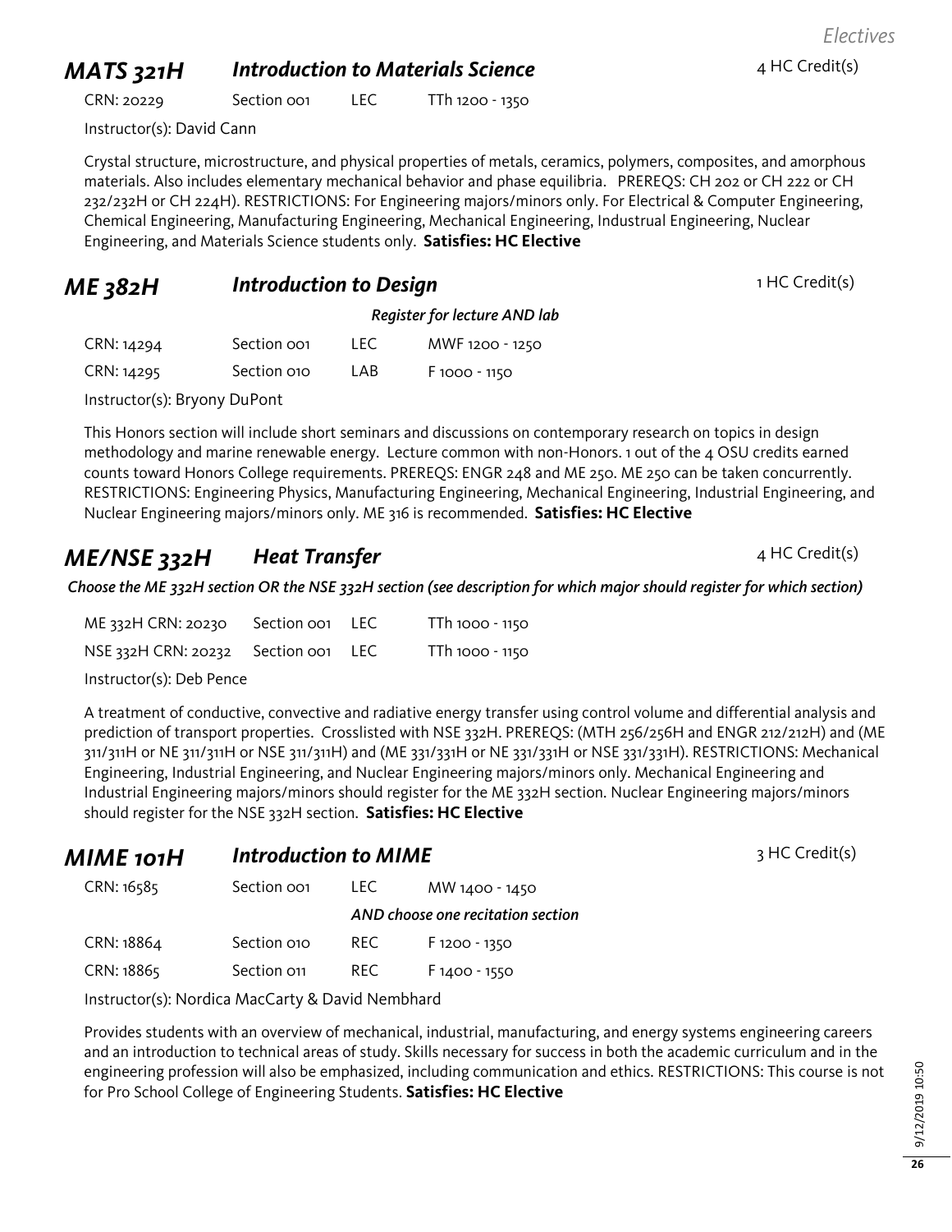## MATS 321H — *Introduction to Materials Science*

4 HC Credit(s)

| CRN: 20229 | Section 001 | LEC | TTh 1200 - 1350 |
|---|---|---|---|

Instructor(s): David Cann

Crystal structure, microstructure, and physical properties of metals, ceramics, polymers, composites, and amorphous materials. Also includes elementary mechanical behavior and phase equilibria. PREREQS: CH 202 or CH 222 or CH 232/232H or CH 224H). RESTRICTIONS: For Engineering majors/minors only. For Electrical & Computer Engineering, Chemical Engineering, Manufacturing Engineering, Mechanical Engineering, Industrual Engineering, Nuclear Engineering, and Materials Science students only. **Satisfies: HC Elective**

## ME 382H — *Introduction to Design*

1 HC Credit(s)

*Register for lecture AND lab*

| CRN | Section | Type | Time |
|---|---|---|---|
| CRN: 14294 | Section 001 | LEC | MWF 1200 - 1250 |
| CRN: 14295 | Section 010 | LAB | F 1000 - 1150 |

Instructor(s): Bryony DuPont

This Honors section will include short seminars and discussions on contemporary research on topics in design methodology and marine renewable energy. Lecture common with non-Honors. 1 out of the 4 OSU credits earned counts toward Honors College requirements. PREREQS: ENGR 248 and ME 250. ME 250 can be taken concurrently. RESTRICTIONS: Engineering Physics, Manufacturing Engineering, Mechanical Engineering, Industrial Engineering, and Nuclear Engineering majors/minors only. ME 316 is recommended. **Satisfies: HC Elective**

## ME/NSE 332H — *Heat Transfer*

4 HC Credit(s)

*Choose the ME 332H section OR the NSE 332H section (see description for which major should register for which section)*

| CRN | Section | Type | Time |
|---|---|---|---|
| ME 332H CRN: 20230 | Section 001 | LEC | TTh 1000 - 1150 |
| NSE 332H CRN: 20232 | Section 001 | LEC | TTh 1000 - 1150 |

Instructor(s): Deb Pence

A treatment of conductive, convective and radiative energy transfer using control volume and differential analysis and prediction of transport properties. Crosslisted with NSE 332H. PREREQS: (MTH 256/256H and ENGR 212/212H) and (ME 311/311H or NE 311/311H or NSE 311/311H) and (ME 331/331H or NE 331/331H or NSE 331/331H). RESTRICTIONS: Mechanical Engineering, Industrial Engineering, and Nuclear Engineering majors/minors only. Mechanical Engineering and Industrial Engineering majors/minors should register for the ME 332H section. Nuclear Engineering majors/minors should register for the NSE 332H section. **Satisfies: HC Elective**

## MIME 101H — *Introduction to MIME*

3 HC Credit(s)

| CRN | Section | Type | Time |
|---|---|---|---|
| CRN: 16585 | Section 001 | LEC | MW 1400 - 1450 |
| | | *AND choose one recitation section* | |
| CRN: 18864 | Section 010 | REC | F 1200 - 1350 |
| CRN: 18865 | Section 011 | REC | F 1400 - 1550 |

Instructor(s): Nordica MacCarty & David Nembhard

Provides students with an overview of mechanical, industrial, manufacturing, and energy systems engineering careers and an introduction to technical areas of study. Skills necessary for success in both the academic curriculum and in the engineering profession will also be emphasized, including communication and ethics. RESTRICTIONS: This course is not for Pro School College of Engineering Students. **Satisfies: HC Elective**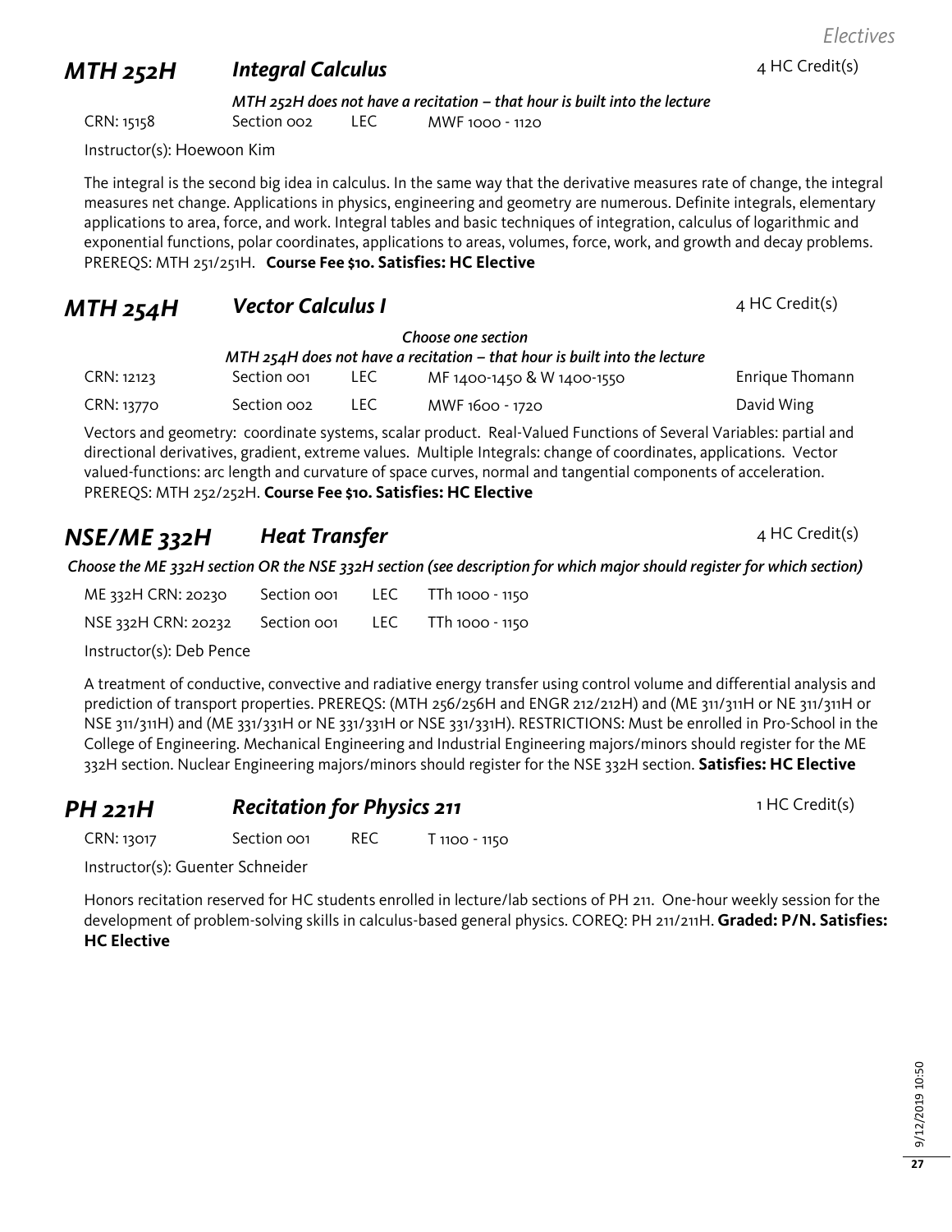## *MTH 252H* *Integral Calculus*

4 HC Credit(s)

*MTH 252H does not have a recitation – that hour is built into the lecture*

| CRN | Section | Type | Time |
|---|---|---|---|
| CRN: 15158 | Section 002 | LEC | MWF 1000 - 1120 |

Instructor(s): Hoewoon Kim

The integral is the second big idea in calculus. In the same way that the derivative measures rate of change, the integral measures net change. Applications in physics, engineering and geometry are numerous. Definite integrals, elementary applications to area, force, and work. Integral tables and basic techniques of integration, calculus of logarithmic and exponential functions, polar coordinates, applications to areas, volumes, force, work, and growth and decay problems. PREREQS: MTH 251/251H. **Course Fee $10. Satisfies: HC Elective**

## *MTH 254H* *Vector Calculus I*

4 HC Credit(s)

*Choose one section*

*MTH 254H does not have a recitation – that hour is built into the lecture*

| CRN | Section | Type | Time | Instructor |
|---|---|---|---|---|
| CRN: 12123 | Section 001 | LEC | MF 1400-1450 & W 1400-1550 | Enrique Thomann |
| CRN: 13770 | Section 002 | LEC | MWF 1600 - 1720 | David Wing |

Vectors and geometry: coordinate systems, scalar product. Real-Valued Functions of Several Variables: partial and directional derivatives, gradient, extreme values. Multiple Integrals: change of coordinates, applications. Vector valued-functions: arc length and curvature of space curves, normal and tangential components of acceleration. PREREQS: MTH 252/252H. **Course Fee $10. Satisfies: HC Elective**

## *NSE/ME 332H* *Heat Transfer*

4 HC Credit(s)

*Choose the ME 332H section OR the NSE 332H section (see description for which major should register for which section)*

| CRN | Section | Type | Time |
|---|---|---|---|
| ME 332H CRN: 20230 | Section 001 | LEC | TTh 1000 - 1150 |
| NSE 332H CRN: 20232 | Section 001 | LEC | TTh 1000 - 1150 |

Instructor(s): Deb Pence

A treatment of conductive, convective and radiative energy transfer using control volume and differential analysis and prediction of transport properties. PREREQS: (MTH 256/256H and ENGR 212/212H) and (ME 311/311H or NE 311/311H or NSE 311/311H) and (ME 331/331H or NE 331/331H or NSE 331/331H). RESTRICTIONS: Must be enrolled in Pro-School in the College of Engineering. Mechanical Engineering and Industrial Engineering majors/minors should register for the ME 332H section. Nuclear Engineering majors/minors should register for the NSE 332H section. **Satisfies: HC Elective**

## *PH 221H* *Recitation for Physics 211*

1 HC Credit(s)

| CRN | Section | Type | Time |
|---|---|---|---|
| CRN: 13017 | Section 001 | REC | T 1100 - 1150 |

Instructor(s): Guenter Schneider

Honors recitation reserved for HC students enrolled in lecture/lab sections of PH 211. One-hour weekly session for the development of problem-solving skills in calculus-based general physics. COREQ: PH 211/211H. **Graded: P/N. Satisfies: HC Elective**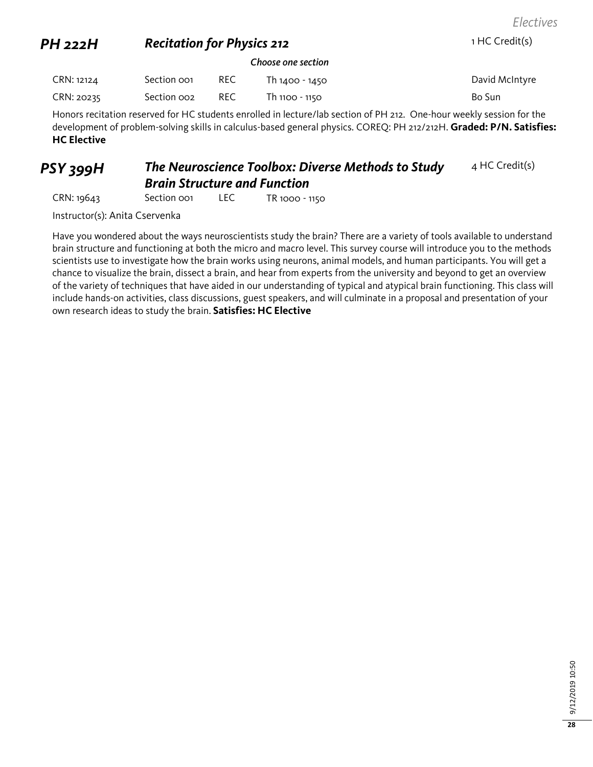## PH 222H — *Recitation for Physics 212* — 1 HC Credit(s)

*Choose one section*

| CRN | Section | Type | Time | Instructor |
|---|---|---|---|---|
| CRN: 12124 | Section 001 | REC | Th 1400 - 1450 | David McIntyre |
| CRN: 20235 | Section 002 | REC | Th 1100 - 1150 | Bo Sun |

Honors recitation reserved for HC students enrolled in lecture/lab section of PH 212. One-hour weekly session for the development of problem-solving skills in calculus-based general physics. COREQ: PH 212/212H. **Graded: P/N. Satisfies: HC Elective**

## PSY 399H — *The Neuroscience Toolbox: Diverse Methods to Study Brain Structure and Function* — 4 HC Credit(s)

| CRN | Section | Type | Time |
|---|---|---|---|
| CRN: 19643 | Section 001 | LEC | TR 1000 - 1150 |

Instructor(s): Anita Cservenka

Have you wondered about the ways neuroscientists study the brain? There are a variety of tools available to understand brain structure and functioning at both the micro and macro level. This survey course will introduce you to the methods scientists use to investigate how the brain works using neurons, animal models, and human participants. You will get a chance to visualize the brain, dissect a brain, and hear from experts from the university and beyond to get an overview of the variety of techniques that have aided in our understanding of typical and atypical brain functioning. This class will include hands-on activities, class discussions, guest speakers, and will culminate in a proposal and presentation of your own research ideas to study the brain. **Satisfies: HC Elective**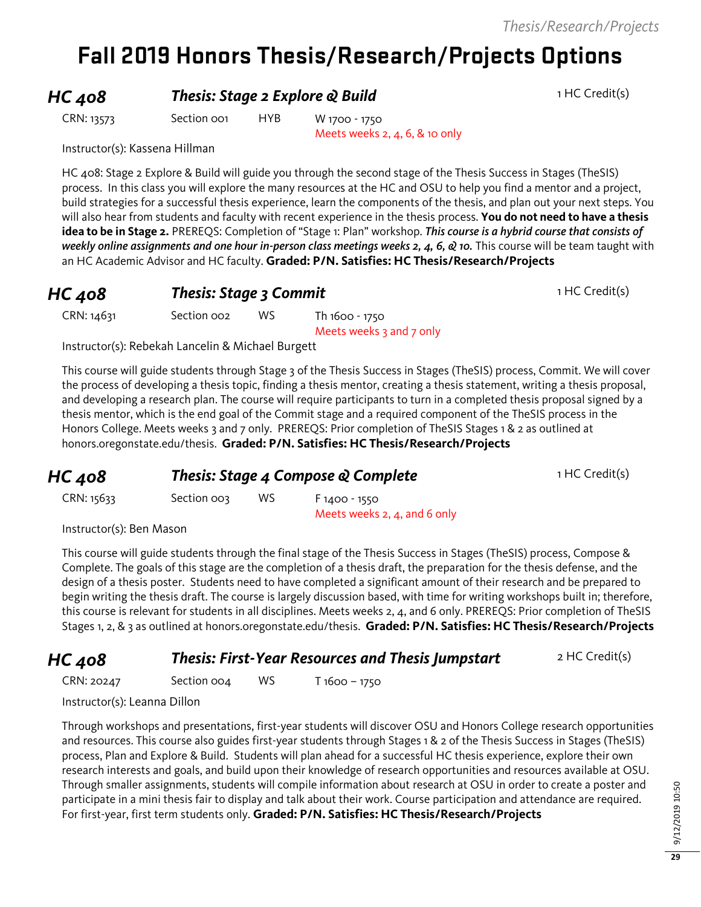# Fall 2019 Honors Thesis/Research/Projects Options

## *HC 408* *Thesis: Stage 2 Explore & Build*

1 HC Credit(s)

CRN: 13573 | Section 001 | HYB | W 1700 - 1750
Meets weeks 2, 4, 6, & 10 only

Instructor(s): Kassena Hillman

HC 408: Stage 2 Explore & Build will guide you through the second stage of the Thesis Success in Stages (TheSIS) process. In this class you will explore the many resources at the HC and OSU to help you find a mentor and a project, build strategies for a successful thesis experience, learn the components of the thesis, and plan out your next steps. You will also hear from students and faculty with recent experience in the thesis process. **You do not need to have a thesis idea to be in Stage 2.** PREREQS: Completion of "Stage 1: Plan" workshop. ***This course is a hybrid course that consists of weekly online assignments and one hour in-person class meetings weeks 2, 4, 6, & 10.*** This course will be team taught with an HC Academic Advisor and HC faculty. **Graded: P/N. Satisfies: HC Thesis/Research/Projects**

## *HC 408* *Thesis: Stage 3 Commit*

1 HC Credit(s)

CRN: 14631 | Section 002 | WS | Th 1600 - 1750
Meets weeks 3 and 7 only

Instructor(s): Rebekah Lancelin & Michael Burgett

This course will guide students through Stage 3 of the Thesis Success in Stages (TheSIS) process, Commit. We will cover the process of developing a thesis topic, finding a thesis mentor, creating a thesis statement, writing a thesis proposal, and developing a research plan. The course will require participants to turn in a completed thesis proposal signed by a thesis mentor, which is the end goal of the Commit stage and a required component of the TheSIS process in the Honors College. Meets weeks 3 and 7 only. PREREQS: Prior completion of TheSIS Stages 1 & 2 as outlined at honors.oregonstate.edu/thesis. **Graded: P/N. Satisfies: HC Thesis/Research/Projects**

## *HC 408* *Thesis: Stage 4 Compose & Complete*

1 HC Credit(s)

CRN: 15633 | Section 003 | WS | F 1400 - 1550
Meets weeks 2, 4, and 6 only

Instructor(s): Ben Mason

This course will guide students through the final stage of the Thesis Success in Stages (TheSIS) process, Compose & Complete. The goals of this stage are the completion of a thesis draft, the preparation for the thesis defense, and the design of a thesis poster. Students need to have completed a significant amount of their research and be prepared to begin writing the thesis draft. The course is largely discussion based, with time for writing workshops built in; therefore, this course is relevant for students in all disciplines. Meets weeks 2, 4, and 6 only. PREREQS: Prior completion of TheSIS Stages 1, 2, & 3 as outlined at honors.oregonstate.edu/thesis. **Graded: P/N. Satisfies: HC Thesis/Research/Projects**

## *HC 408* *Thesis: First-Year Resources and Thesis Jumpstart*

2 HC Credit(s)

CRN: 20247 | Section 004 | WS | T 1600 – 1750

Instructor(s): Leanna Dillon

Through workshops and presentations, first-year students will discover OSU and Honors College research opportunities and resources. This course also guides first-year students through Stages 1 & 2 of the Thesis Success in Stages (TheSIS) process, Plan and Explore & Build. Students will plan ahead for a successful HC thesis experience, explore their own research interests and goals, and build upon their knowledge of research opportunities and resources available at OSU. Through smaller assignments, students will compile information about research at OSU in order to create a poster and participate in a mini thesis fair to display and talk about their work. Course participation and attendance are required. For first-year, first term students only. **Graded: P/N. Satisfies: HC Thesis/Research/Projects**